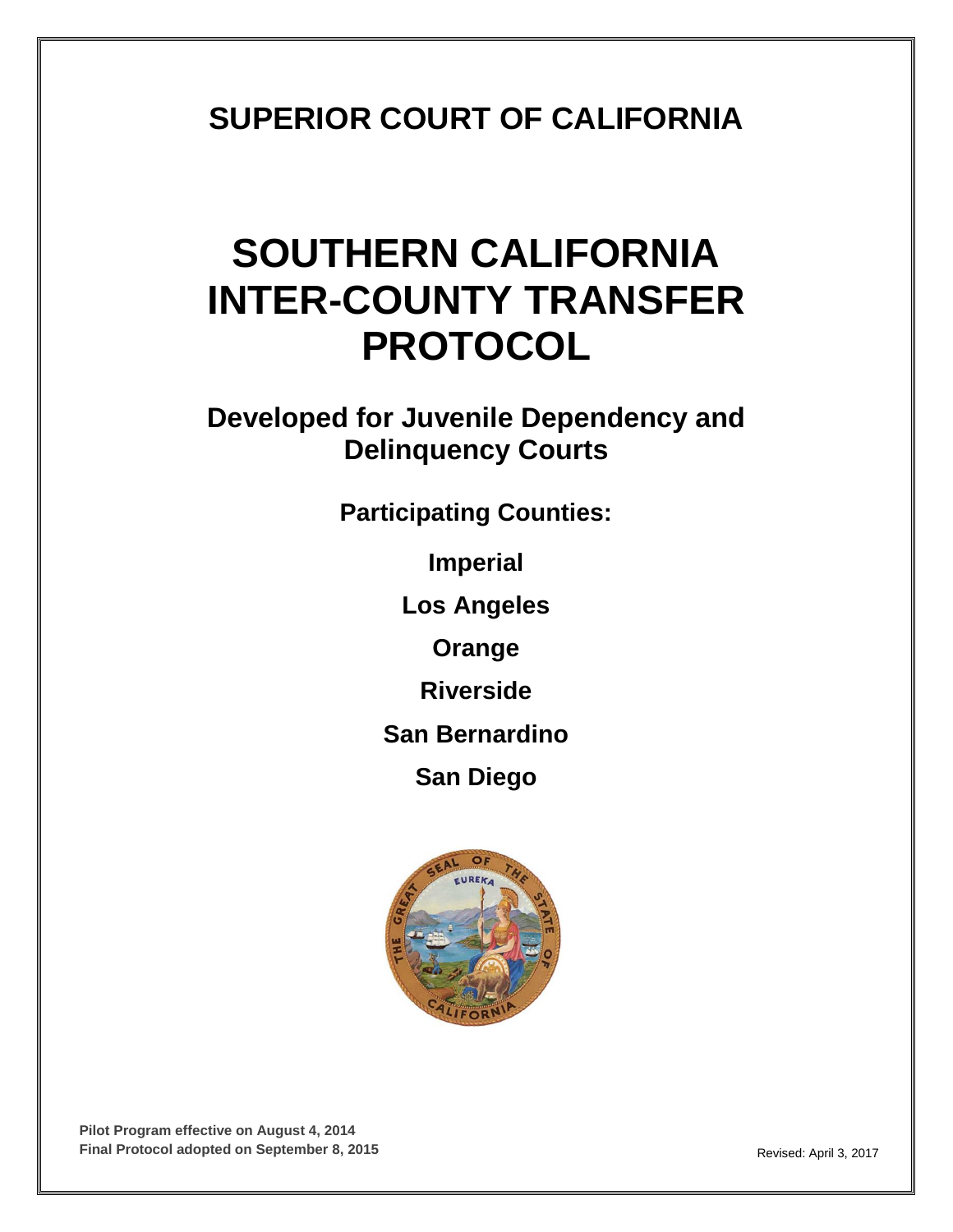# SUPERIOR COURT OF CALIFORNIA

# SOUTHERN CALIFORNIA INTER-COUNTY TRANSFER PROTOCOL

## Developed for Juvenile Dependency and Delinquency Courts

**Participating Counties:**

**Imperial**

**Los Angeles**

**Orange**

**Riverside**

**San Bernardino**

**San Diego**

**Pilot Program effective on August 4, 2014**
**Final Protocol adopted on September 8, 2015**

Revised: April 3, 2017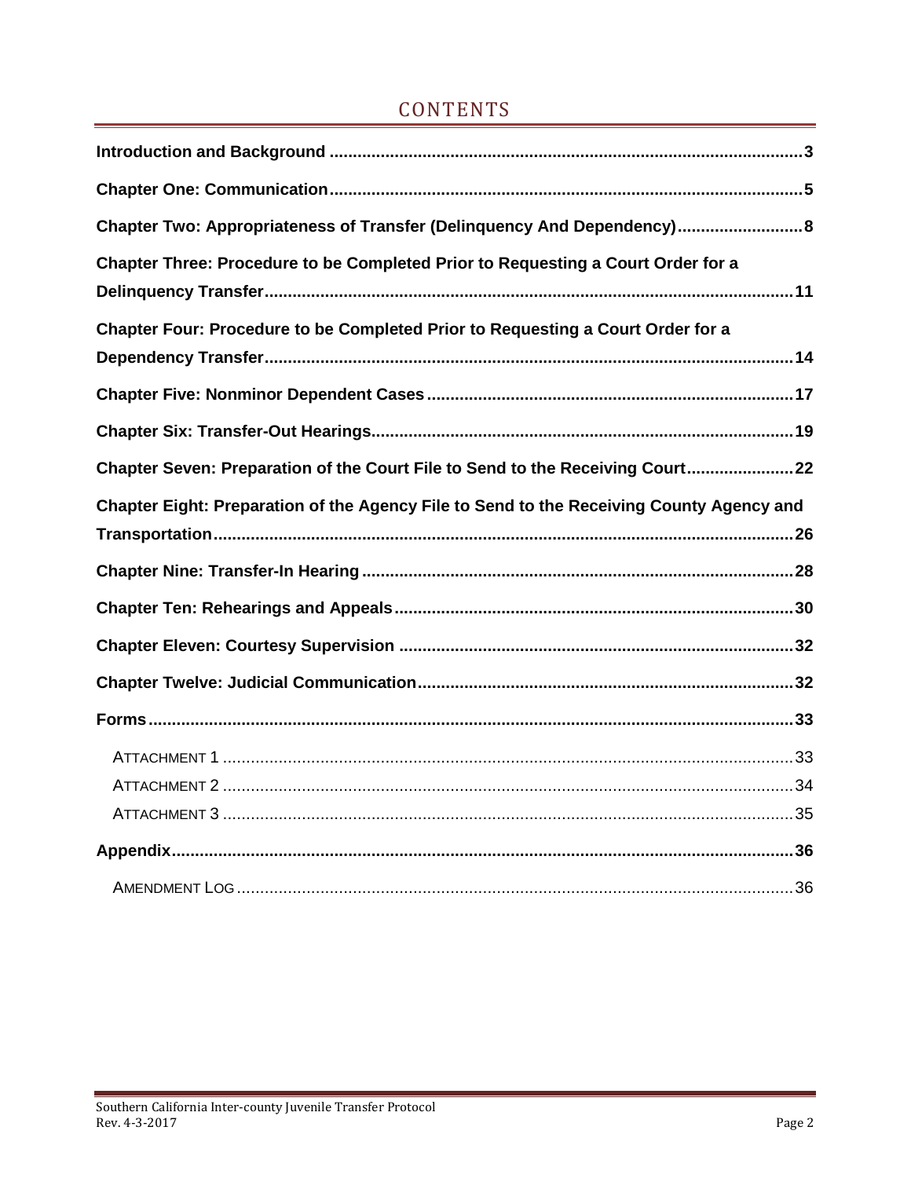# CONTENTS

**Introduction and Background** ..................................................... 3

**Chapter One: Communication** ..................................................... 5

**Chapter Two: Appropriateness of Transfer (Delinquency And Dependency)** .......................... 8

**Chapter Three: Procedure to be Completed Prior to Requesting a Court Order for a Delinquency Transfer** ..................................................... 11

**Chapter Four: Procedure to be Completed Prior to Requesting a Court Order for a Dependency Transfer** ..................................................... 14

**Chapter Five: Nonminor Dependent Cases** ..................................................... 17

**Chapter Six: Transfer-Out Hearings** ..................................................... 19

**Chapter Seven: Preparation of the Court File to Send to the Receiving Court** ..................... 22

**Chapter Eight: Preparation of the Agency File to Send to the Receiving County Agency and Transportation** ..................................................... 26

**Chapter Nine: Transfer-In Hearing** ..................................................... 28

**Chapter Ten: Rehearings and Appeals** ..................................................... 30

**Chapter Eleven: Courtesy Supervision** ..................................................... 32

**Chapter Twelve: Judicial Communication** ..................................................... 32

**Forms** ..................................................... 33

- ATTACHMENT 1 ..................................................... 33
- ATTACHMENT 2 ..................................................... 34
- ATTACHMENT 3 ..................................................... 35

**Appendix** ..................................................... 36

- AMENDMENT LOG ..................................................... 36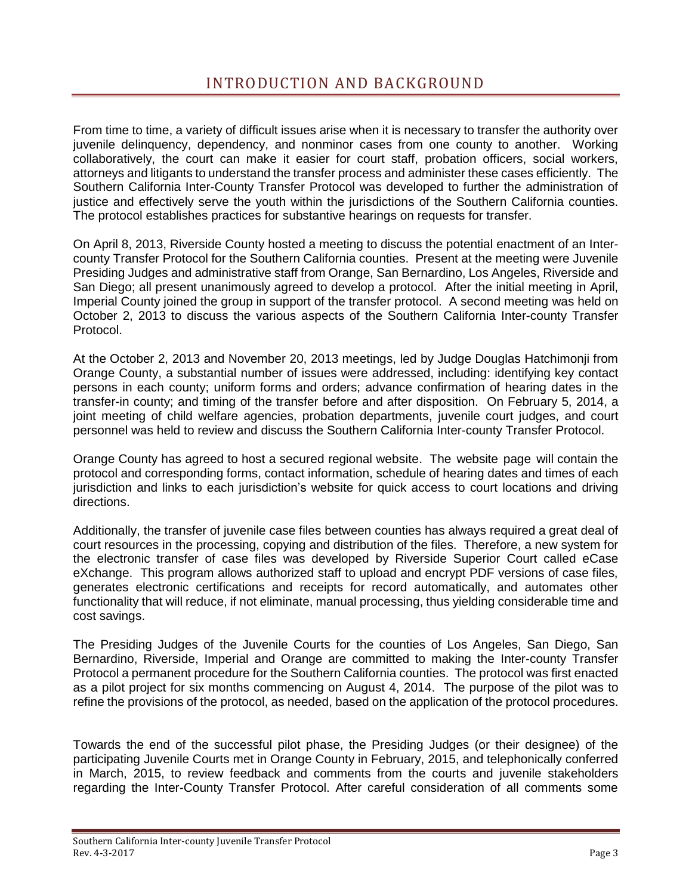# INTRODUCTION AND BACKGROUND

From time to time, a variety of difficult issues arise when it is necessary to transfer the authority over juvenile delinquency, dependency, and nonminor cases from one county to another. Working collaboratively, the court can make it easier for court staff, probation officers, social workers, attorneys and litigants to understand the transfer process and administer these cases efficiently. The Southern California Inter-County Transfer Protocol was developed to further the administration of justice and effectively serve the youth within the jurisdictions of the Southern California counties. The protocol establishes practices for substantive hearings on requests for transfer.

On April 8, 2013, Riverside County hosted a meeting to discuss the potential enactment of an Inter-county Transfer Protocol for the Southern California counties. Present at the meeting were Juvenile Presiding Judges and administrative staff from Orange, San Bernardino, Los Angeles, Riverside and San Diego; all present unanimously agreed to develop a protocol. After the initial meeting in April, Imperial County joined the group in support of the transfer protocol. A second meeting was held on October 2, 2013 to discuss the various aspects of the Southern California Inter-county Transfer Protocol.

At the October 2, 2013 and November 20, 2013 meetings, led by Judge Douglas Hatchimonji from Orange County, a substantial number of issues were addressed, including: identifying key contact persons in each county; uniform forms and orders; advance confirmation of hearing dates in the transfer-in county; and timing of the transfer before and after disposition. On February 5, 2014, a joint meeting of child welfare agencies, probation departments, juvenile court judges, and court personnel was held to review and discuss the Southern California Inter-county Transfer Protocol.

Orange County has agreed to host a secured regional website. The website page will contain the protocol and corresponding forms, contact information, schedule of hearing dates and times of each jurisdiction and links to each jurisdiction's website for quick access to court locations and driving directions.

Additionally, the transfer of juvenile case files between counties has always required a great deal of court resources in the processing, copying and distribution of the files. Therefore, a new system for the electronic transfer of case files was developed by Riverside Superior Court called eCase eXchange. This program allows authorized staff to upload and encrypt PDF versions of case files, generates electronic certifications and receipts for record automatically, and automates other functionality that will reduce, if not eliminate, manual processing, thus yielding considerable time and cost savings.

The Presiding Judges of the Juvenile Courts for the counties of Los Angeles, San Diego, San Bernardino, Riverside, Imperial and Orange are committed to making the Inter-county Transfer Protocol a permanent procedure for the Southern California counties. The protocol was first enacted as a pilot project for six months commencing on August 4, 2014. The purpose of the pilot was to refine the provisions of the protocol, as needed, based on the application of the protocol procedures.

Towards the end of the successful pilot phase, the Presiding Judges (or their designee) of the participating Juvenile Courts met in Orange County in February, 2015, and telephonically conferred in March, 2015, to review feedback and comments from the courts and juvenile stakeholders regarding the Inter-County Transfer Protocol. After careful consideration of all comments some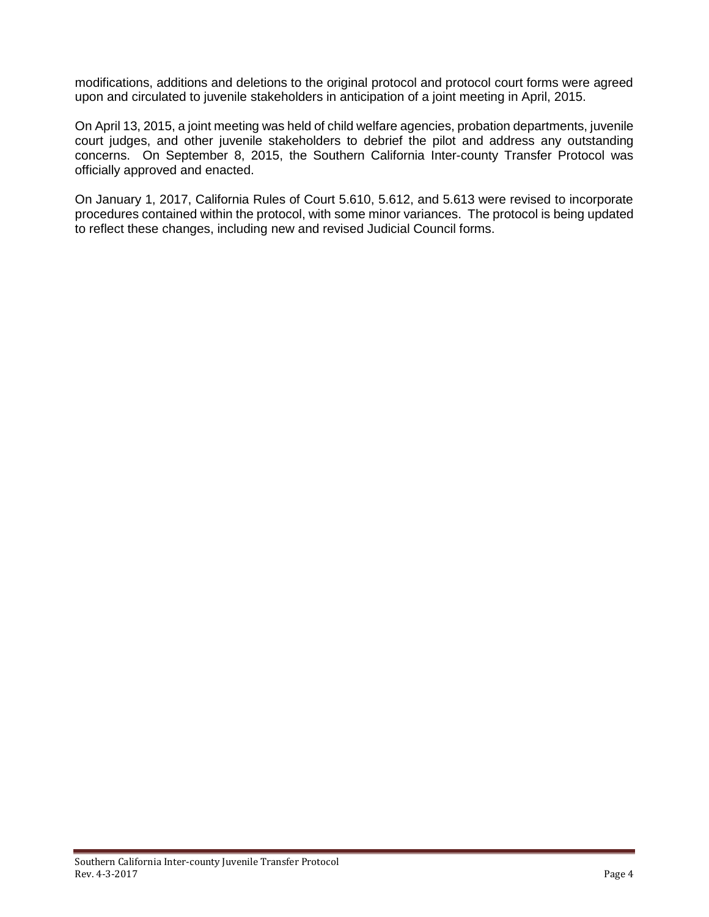modifications, additions and deletions to the original protocol and protocol court forms were agreed upon and circulated to juvenile stakeholders in anticipation of a joint meeting in April, 2015.

On April 13, 2015, a joint meeting was held of child welfare agencies, probation departments, juvenile court judges, and other juvenile stakeholders to debrief the pilot and address any outstanding concerns. On September 8, 2015, the Southern California Inter-county Transfer Protocol was officially approved and enacted.

On January 1, 2017, California Rules of Court 5.610, 5.612, and 5.613 were revised to incorporate procedures contained within the protocol, with some minor variances. The protocol is being updated to reflect these changes, including new and revised Judicial Council forms.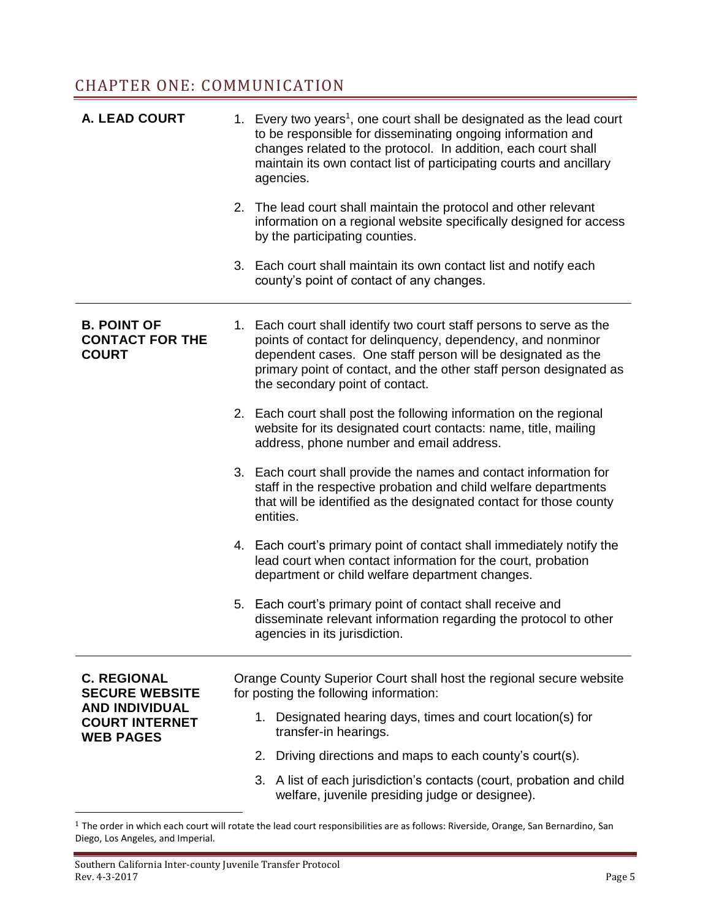# CHAPTER ONE: COMMUNICATION

**A. LEAD COURT**

1. Every two years[1], one court shall be designated as the lead court to be responsible for disseminating ongoing information and changes related to the protocol. In addition, each court shall maintain its own contact list of participating courts and ancillary agencies.

2. The lead court shall maintain the protocol and other relevant information on a regional website specifically designed for access by the participating counties.

3. Each court shall maintain its own contact list and notify each county's point of contact of any changes.

**B. POINT OF CONTACT FOR THE COURT**

1. Each court shall identify two court staff persons to serve as the points of contact for delinquency, dependency, and nonminor dependent cases. One staff person will be designated as the primary point of contact, and the other staff person designated as the secondary point of contact.

2. Each court shall post the following information on the regional website for its designated court contacts: name, title, mailing address, phone number and email address.

3. Each court shall provide the names and contact information for staff in the respective probation and child welfare departments that will be identified as the designated contact for those county entities.

4. Each court's primary point of contact shall immediately notify the lead court when contact information for the court, probation department or child welfare department changes.

5. Each court's primary point of contact shall receive and disseminate relevant information regarding the protocol to other agencies in its jurisdiction.

**C. REGIONAL SECURE WEBSITE AND INDIVIDUAL COURT INTERNET WEB PAGES**

Orange County Superior Court shall host the regional secure website for posting the following information:

1. Designated hearing days, times and court location(s) for transfer-in hearings.

2. Driving directions and maps to each county's court(s).

3. A list of each jurisdiction's contacts (court, probation and child welfare, juvenile presiding judge or designee).

---

[1] The order in which each court will rotate the lead court responsibilities are as follows: Riverside, Orange, San Bernardino, San Diego, Los Angeles, and Imperial.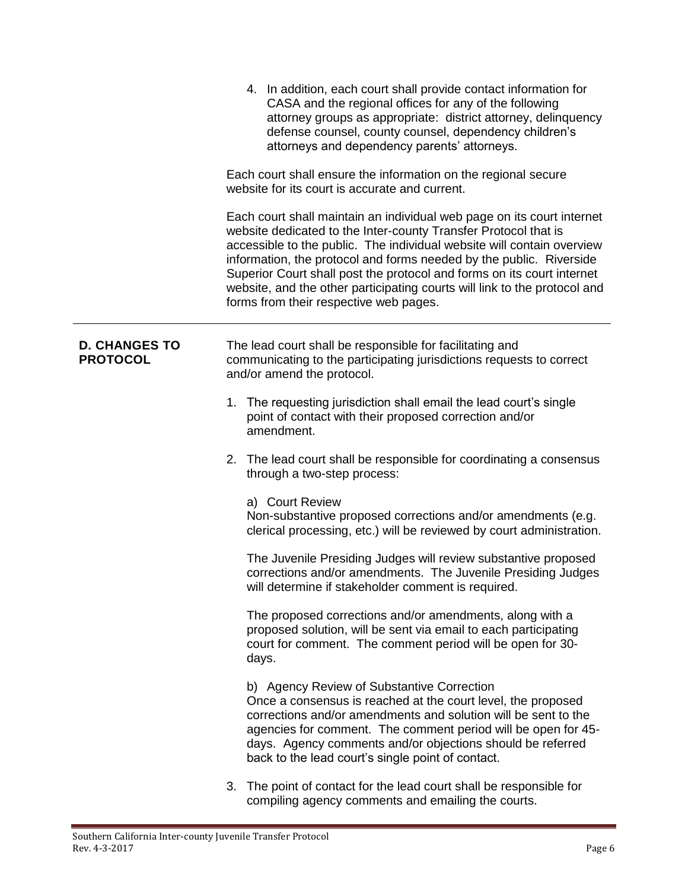4. In addition, each court shall provide contact information for CASA and the regional offices for any of the following attorney groups as appropriate: district attorney, delinquency defense counsel, county counsel, dependency children's attorneys and dependency parents' attorneys.

Each court shall ensure the information on the regional secure website for its court is accurate and current.

Each court shall maintain an individual web page on its court internet website dedicated to the Inter-county Transfer Protocol that is accessible to the public. The individual website will contain overview information, the protocol and forms needed by the public. Riverside Superior Court shall post the protocol and forms on its court internet website, and the other participating courts will link to the protocol and forms from their respective web pages.

---

## D. CHANGES TO PROTOCOL

The lead court shall be responsible for facilitating and communicating to the participating jurisdictions requests to correct and/or amend the protocol.

1. The requesting jurisdiction shall email the lead court's single point of contact with their proposed correction and/or amendment.

2. The lead court shall be responsible for coordinating a consensus through a two-step process:

   a) Court Review
   Non-substantive proposed corrections and/or amendments (e.g. clerical processing, etc.) will be reviewed by court administration.

   The Juvenile Presiding Judges will review substantive proposed corrections and/or amendments. The Juvenile Presiding Judges will determine if stakeholder comment is required.

   The proposed corrections and/or amendments, along with a proposed solution, will be sent via email to each participating court for comment. The comment period will be open for 30-days.

   b) Agency Review of Substantive Correction
   Once a consensus is reached at the court level, the proposed corrections and/or amendments and solution will be sent to the agencies for comment. The comment period will be open for 45-days. Agency comments and/or objections should be referred back to the lead court's single point of contact.

3. The point of contact for the lead court shall be responsible for compiling agency comments and emailing the courts.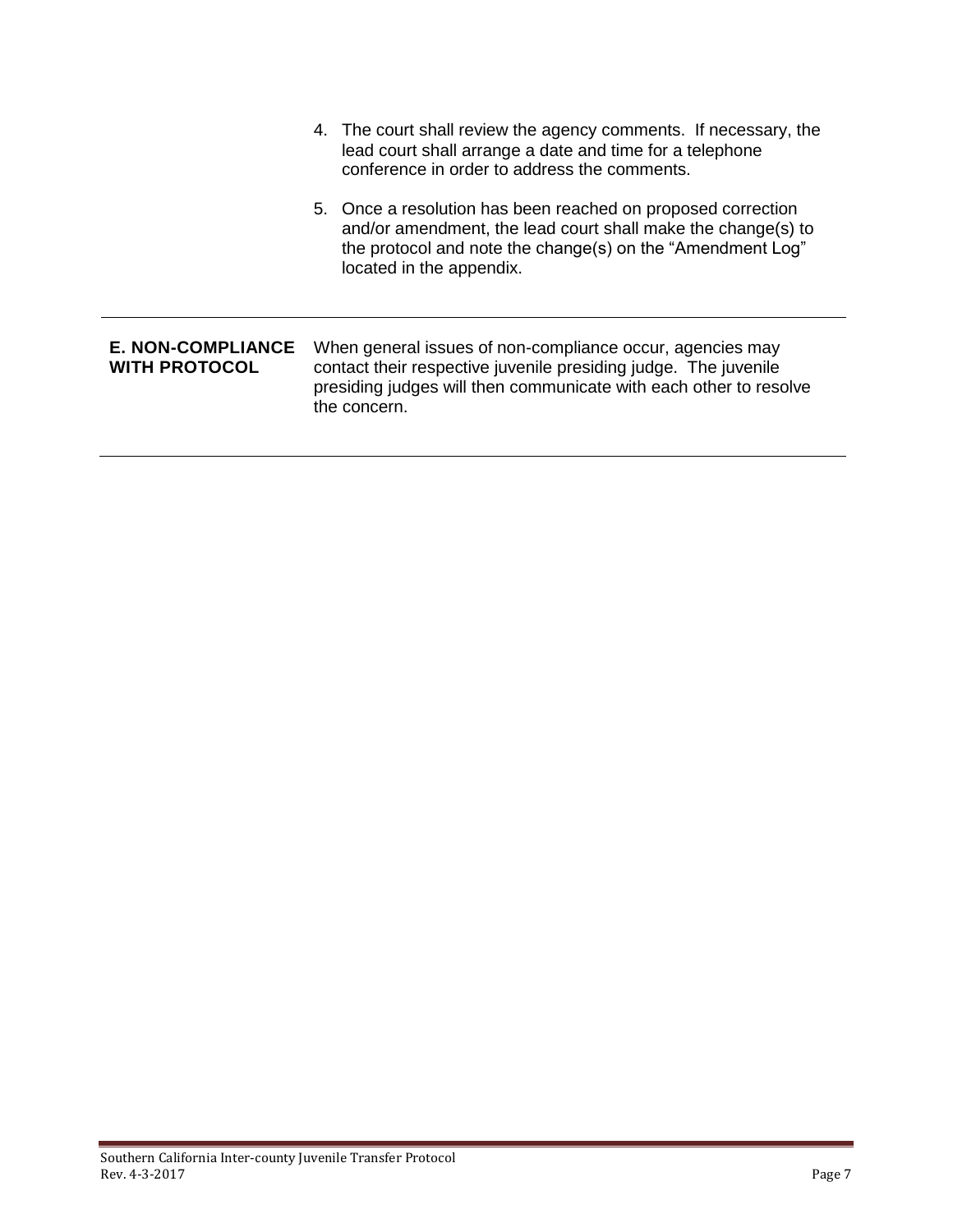4. The court shall review the agency comments. If necessary, the lead court shall arrange a date and time for a telephone conference in order to address the comments.

5. Once a resolution has been reached on proposed correction and/or amendment, the lead court shall make the change(s) to the protocol and note the change(s) on the "Amendment Log" located in the appendix.

---

**E. NON-COMPLIANCE WITH PROTOCOL**

When general issues of non-compliance occur, agencies may contact their respective juvenile presiding judge. The juvenile presiding judges will then communicate with each other to resolve the concern.

---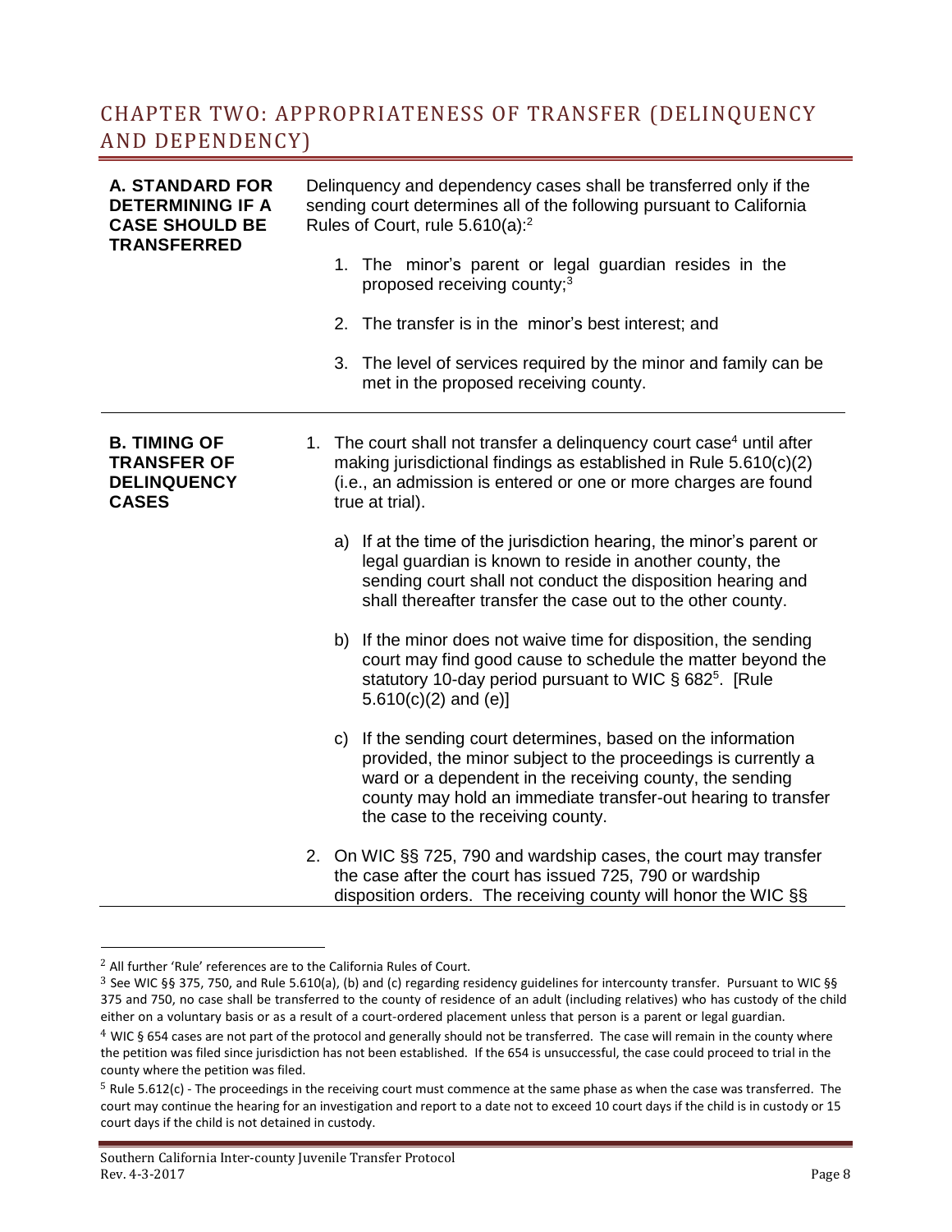## CHAPTER TWO: APPROPRIATENESS OF TRANSFER (DELINQUENCY AND DEPENDENCY)

**A. STANDARD FOR DETERMINING IF A CASE SHOULD BE TRANSFERRED**

Delinquency and dependency cases shall be transferred only if the sending court determines all of the following pursuant to California Rules of Court, rule 5.610(a):[2]

1. The minor's parent or legal guardian resides in the proposed receiving county;[3]
2. The transfer is in the minor's best interest; and
3. The level of services required by the minor and family can be met in the proposed receiving county.

**B. TIMING OF TRANSFER OF DELINQUENCY CASES**

1. The court shall not transfer a delinquency court case[4] until after making jurisdictional findings as established in Rule 5.610(c)(2) (i.e., an admission is entered or one or more charges are found true at trial).
   a) If at the time of the jurisdiction hearing, the minor's parent or legal guardian is known to reside in another county, the sending court shall not conduct the disposition hearing and shall thereafter transfer the case out to the other county.
   b) If the minor does not waive time for disposition, the sending court may find good cause to schedule the matter beyond the statutory 10-day period pursuant to WIC § 682[5]. [Rule 5.610(c)(2) and (e)]
   c) If the sending court determines, based on the information provided, the minor subject to the proceedings is currently a ward or a dependent in the receiving county, the sending county may hold an immediate transfer-out hearing to transfer the case to the receiving county.
2. On WIC §§ 725, 790 and wardship cases, the court may transfer the case after the court has issued 725, 790 or wardship disposition orders. The receiving county will honor the WIC §§

---

[2] All further 'Rule' references are to the California Rules of Court.

[3] See WIC §§ 375, 750, and Rule 5.610(a), (b) and (c) regarding residency guidelines for intercounty transfer. Pursuant to WIC §§ 375 and 750, no case shall be transferred to the county of residence of an adult (including relatives) who has custody of the child either on a voluntary basis or as a result of a court-ordered placement unless that person is a parent or legal guardian.

[4] WIC § 654 cases are not part of the protocol and generally should not be transferred. The case will remain in the county where the petition was filed since jurisdiction has not been established. If the 654 is unsuccessful, the case could proceed to trial in the county where the petition was filed.

[5] Rule 5.612(c) - The proceedings in the receiving court must commence at the same phase as when the case was transferred. The court may continue the hearing for an investigation and report to a date not to exceed 10 court days if the child is in custody or 15 court days if the child is not detained in custody.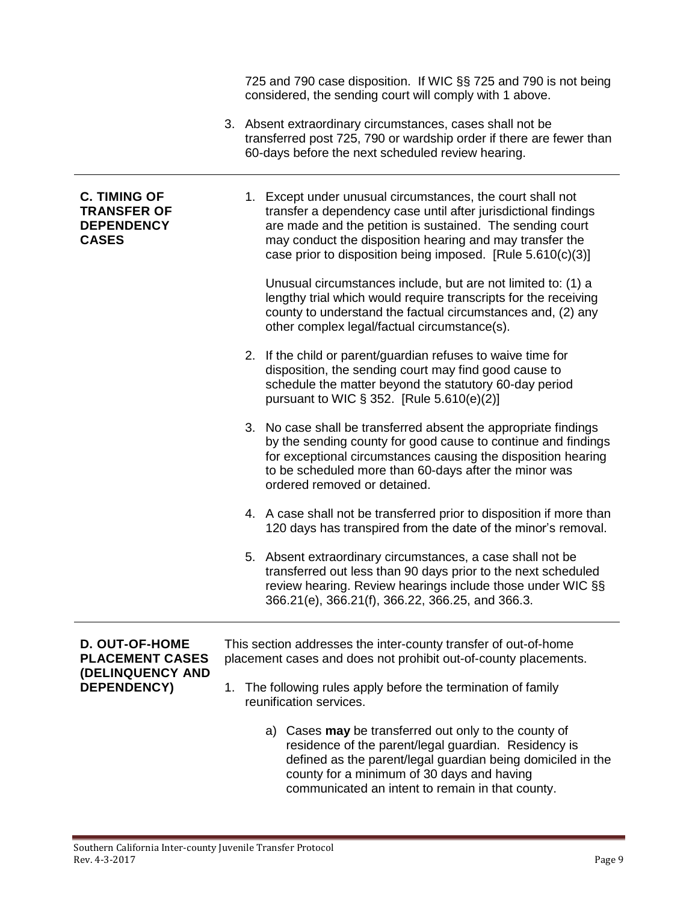725 and 790 case disposition. If WIC §§ 725 and 790 is not being considered, the sending court will comply with 1 above.

3. Absent extraordinary circumstances, cases shall not be transferred post 725, 790 or wardship order if there are fewer than 60-days before the next scheduled review hearing.

---

**C. TIMING OF TRANSFER OF DEPENDENCY CASES**

1. Except under unusual circumstances, the court shall not transfer a dependency case until after jurisdictional findings are made and the petition is sustained. The sending court may conduct the disposition hearing and may transfer the case prior to disposition being imposed. [Rule 5.610(c)(3)]

   Unusual circumstances include, but are not limited to: (1) a lengthy trial which would require transcripts for the receiving county to understand the factual circumstances and, (2) any other complex legal/factual circumstance(s).

2. If the child or parent/guardian refuses to waive time for disposition, the sending court may find good cause to schedule the matter beyond the statutory 60-day period pursuant to WIC § 352. [Rule 5.610(e)(2)]

3. No case shall be transferred absent the appropriate findings by the sending county for good cause to continue and findings for exceptional circumstances causing the disposition hearing to be scheduled more than 60-days after the minor was ordered removed or detained.

4. A case shall not be transferred prior to disposition if more than 120 days has transpired from the date of the minor's removal.

5. Absent extraordinary circumstances, a case shall not be transferred out less than 90 days prior to the next scheduled review hearing. Review hearings include those under WIC §§ 366.21(e), 366.21(f), 366.22, 366.25, and 366.3.

---

**D. OUT-OF-HOME PLACEMENT CASES (DELINQUENCY AND DEPENDENCY)**

This section addresses the inter-county transfer of out-of-home placement cases and does not prohibit out-of-county placements.

1. The following rules apply before the termination of family reunification services.

   a) Cases **may** be transferred out only to the county of residence of the parent/legal guardian. Residency is defined as the parent/legal guardian being domiciled in the county for a minimum of 30 days and having communicated an intent to remain in that county.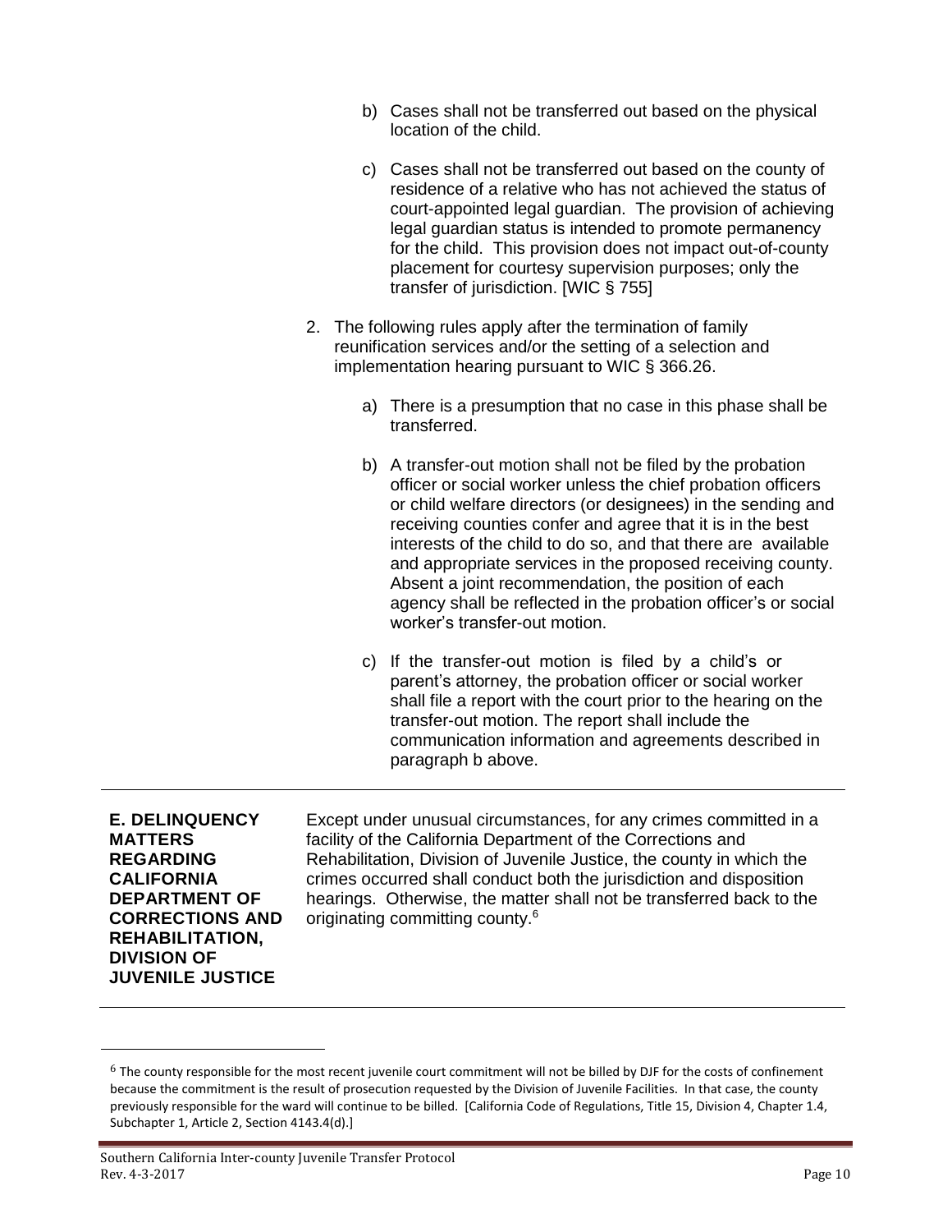b) Cases shall not be transferred out based on the physical location of the child.

c) Cases shall not be transferred out based on the county of residence of a relative who has not achieved the status of court-appointed legal guardian. The provision of achieving legal guardian status is intended to promote permanency for the child. This provision does not impact out-of-county placement for courtesy supervision purposes; only the transfer of jurisdiction. [WIC § 755]

2. The following rules apply after the termination of family reunification services and/or the setting of a selection and implementation hearing pursuant to WIC § 366.26.

   a) There is a presumption that no case in this phase shall be transferred.

   b) A transfer-out motion shall not be filed by the probation officer or social worker unless the chief probation officers or child welfare directors (or designees) in the sending and receiving counties confer and agree that it is in the best interests of the child to do so, and that there are available and appropriate services in the proposed receiving county. Absent a joint recommendation, the position of each agency shall be reflected in the probation officer's or social worker's transfer-out motion.

   c) If the transfer-out motion is filed by a child's or parent's attorney, the probation officer or social worker shall file a report with the court prior to the hearing on the transfer-out motion. The report shall include the communication information and agreements described in paragraph b above.

---

**E. DELINQUENCY MATTERS REGARDING CALIFORNIA DEPARTMENT OF CORRECTIONS AND REHABILITATION, DIVISION OF JUVENILE JUSTICE**

Except under unusual circumstances, for any crimes committed in a facility of the California Department of the Corrections and Rehabilitation, Division of Juvenile Justice, the county in which the crimes occurred shall conduct both the jurisdiction and disposition hearings. Otherwise, the matter shall not be transferred back to the originating committing county.[6]

---

[6] The county responsible for the most recent juvenile court commitment will not be billed by DJF for the costs of confinement because the commitment is the result of prosecution requested by the Division of Juvenile Facilities. In that case, the county previously responsible for the ward will continue to be billed. [California Code of Regulations, Title 15, Division 4, Chapter 1.4, Subchapter 1, Article 2, Section 4143.4(d).]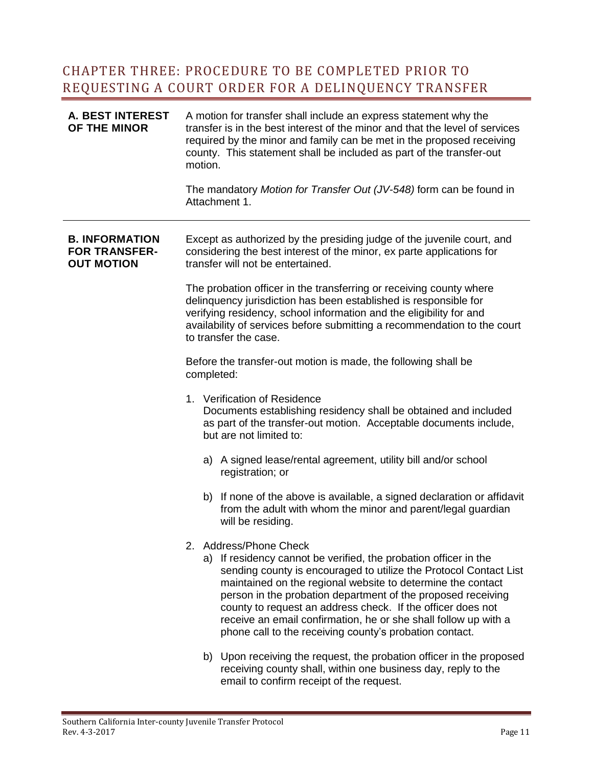# CHAPTER THREE: PROCEDURE TO BE COMPLETED PRIOR TO REQUESTING A COURT ORDER FOR A DELINQUENCY TRANSFER

## A. BEST INTEREST OF THE MINOR

A motion for transfer shall include an express statement why the transfer is in the best interest of the minor and that the level of services required by the minor and family can be met in the proposed receiving county. This statement shall be included as part of the transfer-out motion.

The mandatory *Motion for Transfer Out (JV-548)* form can be found in Attachment 1.

## B. INFORMATION FOR TRANSFER-OUT MOTION

Except as authorized by the presiding judge of the juvenile court, and considering the best interest of the minor, ex parte applications for transfer will not be entertained.

The probation officer in the transferring or receiving county where delinquency jurisdiction has been established is responsible for verifying residency, school information and the eligibility for and availability of services before submitting a recommendation to the court to transfer the case.

Before the transfer-out motion is made, the following shall be completed:

1. Verification of Residence
   Documents establishing residency shall be obtained and included as part of the transfer-out motion. Acceptable documents include, but are not limited to:

   a) A signed lease/rental agreement, utility bill and/or school registration; or

   b) If none of the above is available, a signed declaration or affidavit from the adult with whom the minor and parent/legal guardian will be residing.

2. Address/Phone Check
   a) If residency cannot be verified, the probation officer in the sending county is encouraged to utilize the Protocol Contact List maintained on the regional website to determine the contact person in the probation department of the proposed receiving county to request an address check. If the officer does not receive an email confirmation, he or she shall follow up with a phone call to the receiving county's probation contact.

   b) Upon receiving the request, the probation officer in the proposed receiving county shall, within one business day, reply to the email to confirm receipt of the request.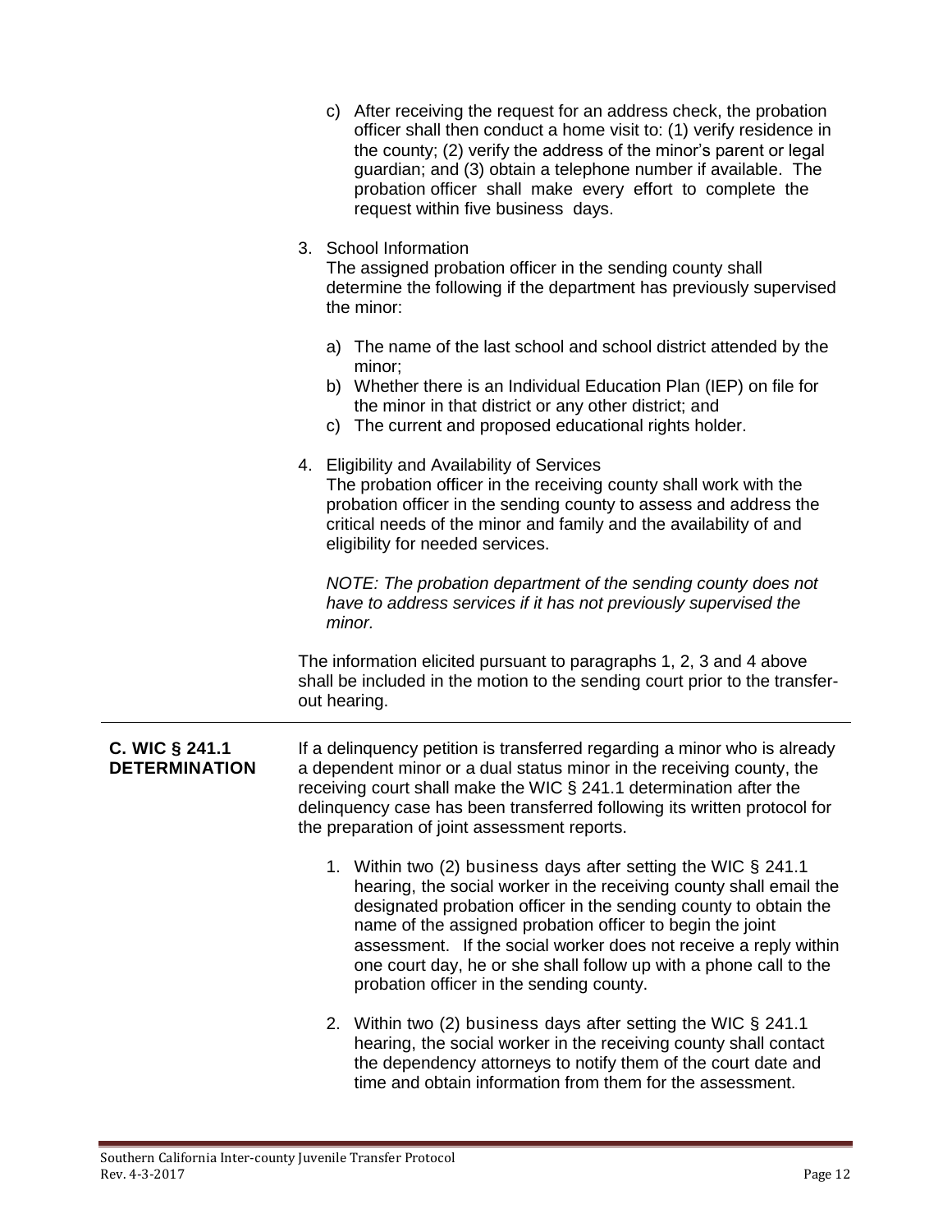c) After receiving the request for an address check, the probation officer shall then conduct a home visit to: (1) verify residence in the county; (2) verify the address of the minor's parent or legal guardian; and (3) obtain a telephone number if available. The probation officer shall make every effort to complete the request within five business days.

3. School Information

The assigned probation officer in the sending county shall determine the following if the department has previously supervised the minor:

a) The name of the last school and school district attended by the minor;
b) Whether there is an Individual Education Plan (IEP) on file for the minor in that district or any other district; and
c) The current and proposed educational rights holder.

4. Eligibility and Availability of Services

The probation officer in the receiving county shall work with the probation officer in the sending county to assess and address the critical needs of the minor and family and the availability of and eligibility for needed services.

*NOTE: The probation department of the sending county does not have to address services if it has not previously supervised the minor.*

The information elicited pursuant to paragraphs 1, 2, 3 and 4 above shall be included in the motion to the sending court prior to the transfer-out hearing.

---

**C. WIC § 241.1 DETERMINATION**

If a delinquency petition is transferred regarding a minor who is already a dependent minor or a dual status minor in the receiving county, the receiving court shall make the WIC § 241.1 determination after the delinquency case has been transferred following its written protocol for the preparation of joint assessment reports.

1. Within two (2) business days after setting the WIC § 241.1 hearing, the social worker in the receiving county shall email the designated probation officer in the sending county to obtain the name of the assigned probation officer to begin the joint assessment. If the social worker does not receive a reply within one court day, he or she shall follow up with a phone call to the probation officer in the sending county.

2. Within two (2) business days after setting the WIC § 241.1 hearing, the social worker in the receiving county shall contact the dependency attorneys to notify them of the court date and time and obtain information from them for the assessment.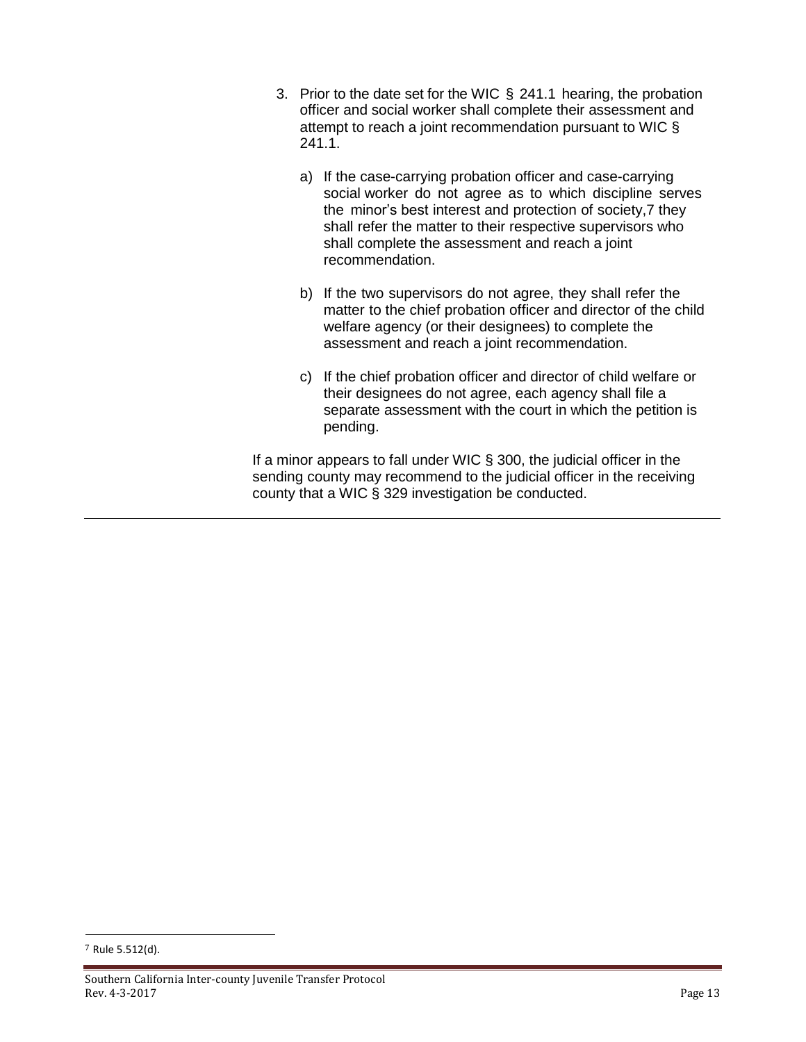3. Prior to the date set for the WIC § 241.1 hearing, the probation officer and social worker shall complete their assessment and attempt to reach a joint recommendation pursuant to WIC § 241.1.

   a) If the case-carrying probation officer and case-carrying social worker do not agree as to which discipline serves the minor's best interest and protection of society,[7] they shall refer the matter to their respective supervisors who shall complete the assessment and reach a joint recommendation.

   b) If the two supervisors do not agree, they shall refer the matter to the chief probation officer and director of the child welfare agency (or their designees) to complete the assessment and reach a joint recommendation.

   c) If the chief probation officer and director of child welfare or their designees do not agree, each agency shall file a separate assessment with the court in which the petition is pending.

If a minor appears to fall under WIC § 300, the judicial officer in the sending county may recommend to the judicial officer in the receiving county that a WIC § 329 investigation be conducted.

---

[7] Rule 5.512(d).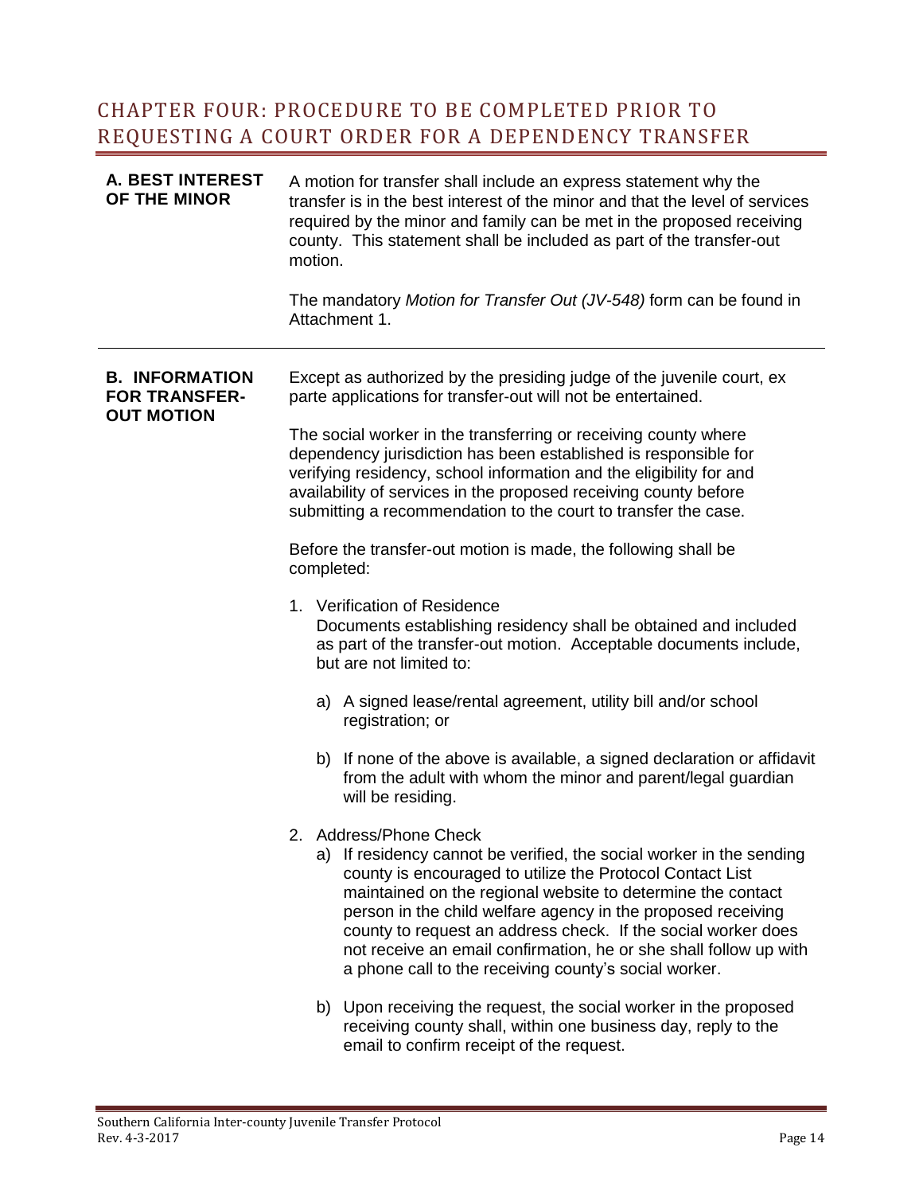# CHAPTER FOUR: PROCEDURE TO BE COMPLETED PRIOR TO REQUESTING A COURT ORDER FOR A DEPENDENCY TRANSFER

## A. BEST INTEREST OF THE MINOR

A motion for transfer shall include an express statement why the transfer is in the best interest of the minor and that the level of services required by the minor and family can be met in the proposed receiving county. This statement shall be included as part of the transfer-out motion.

The mandatory *Motion for Transfer Out (JV-548)* form can be found in Attachment 1.

## B. INFORMATION FOR TRANSFER-OUT MOTION

Except as authorized by the presiding judge of the juvenile court, ex parte applications for transfer-out will not be entertained.

The social worker in the transferring or receiving county where dependency jurisdiction has been established is responsible for verifying residency, school information and the eligibility for and availability of services in the proposed receiving county before submitting a recommendation to the court to transfer the case.

Before the transfer-out motion is made, the following shall be completed:

1. Verification of Residence
   Documents establishing residency shall be obtained and included as part of the transfer-out motion. Acceptable documents include, but are not limited to:

   a) A signed lease/rental agreement, utility bill and/or school registration; or

   b) If none of the above is available, a signed declaration or affidavit from the adult with whom the minor and parent/legal guardian will be residing.

2. Address/Phone Check
   a) If residency cannot be verified, the social worker in the sending county is encouraged to utilize the Protocol Contact List maintained on the regional website to determine the contact person in the child welfare agency in the proposed receiving county to request an address check. If the social worker does not receive an email confirmation, he or she shall follow up with a phone call to the receiving county's social worker.

   b) Upon receiving the request, the social worker in the proposed receiving county shall, within one business day, reply to the email to confirm receipt of the request.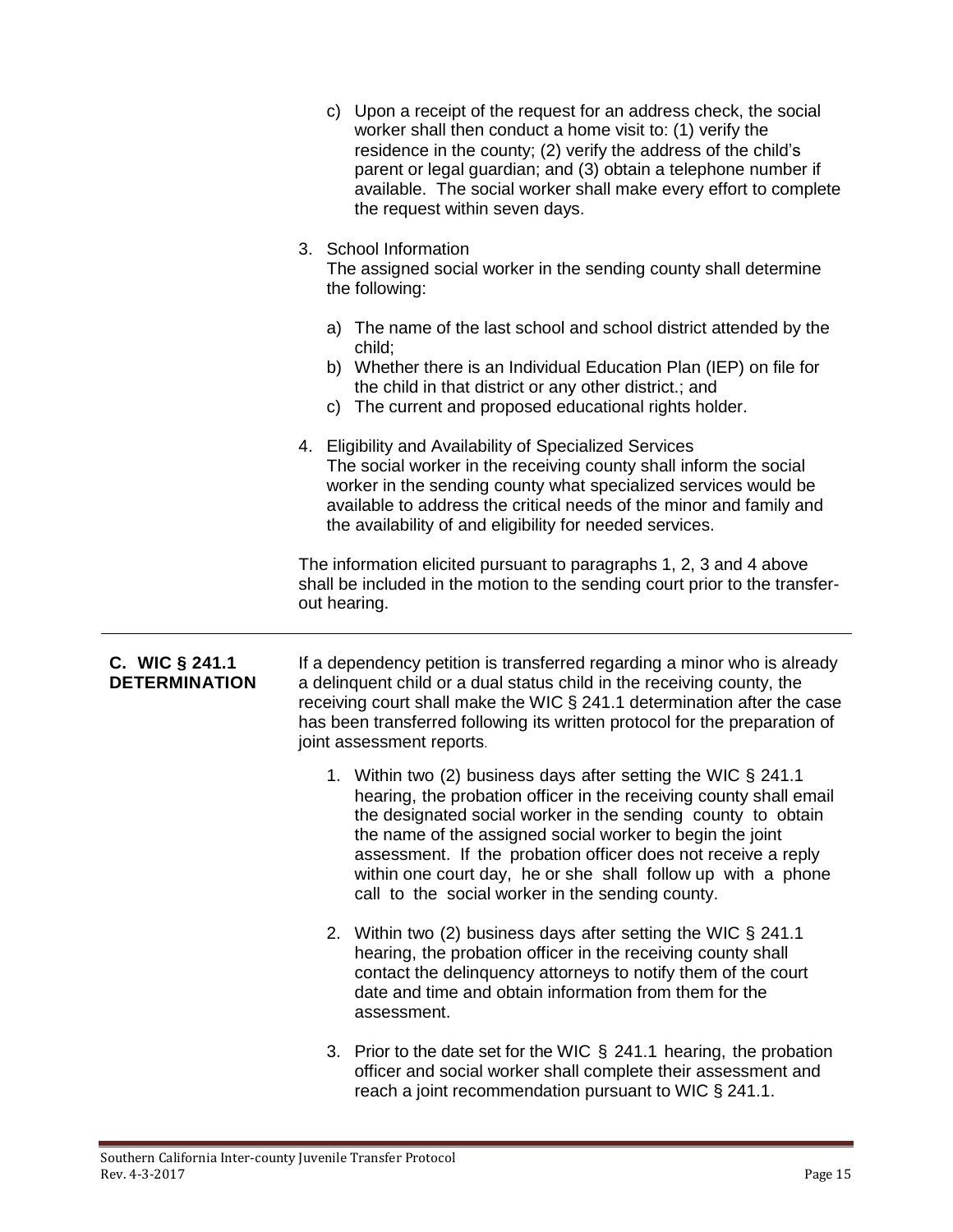c) Upon a receipt of the request for an address check, the social worker shall then conduct a home visit to: (1) verify the residence in the county; (2) verify the address of the child's parent or legal guardian; and (3) obtain a telephone number if available. The social worker shall make every effort to complete the request within seven days.

3. School Information

   The assigned social worker in the sending county shall determine the following:

   a) The name of the last school and school district attended by the child;
   b) Whether there is an Individual Education Plan (IEP) on file for the child in that district or any other district.; and
   c) The current and proposed educational rights holder.

4. Eligibility and Availability of Specialized Services

   The social worker in the receiving county shall inform the social worker in the sending county what specialized services would be available to address the critical needs of the minor and family and the availability of and eligibility for needed services.

The information elicited pursuant to paragraphs 1, 2, 3 and 4 above shall be included in the motion to the sending court prior to the transfer-out hearing.

---

## C. WIC § 241.1 DETERMINATION

If a dependency petition is transferred regarding a minor who is already a delinquent child or a dual status child in the receiving county, the receiving court shall make the WIC § 241.1 determination after the case has been transferred following its written protocol for the preparation of joint assessment reports.

1. Within two (2) business days after setting the WIC § 241.1 hearing, the probation officer in the receiving county shall email the designated social worker in the sending county to obtain the name of the assigned social worker to begin the joint assessment. If the probation officer does not receive a reply within one court day, he or she shall follow up with a phone call to the social worker in the sending county.

2. Within two (2) business days after setting the WIC § 241.1 hearing, the probation officer in the receiving county shall contact the delinquency attorneys to notify them of the court date and time and obtain information from them for the assessment.

3. Prior to the date set for the WIC § 241.1 hearing, the probation officer and social worker shall complete their assessment and reach a joint recommendation pursuant to WIC § 241.1.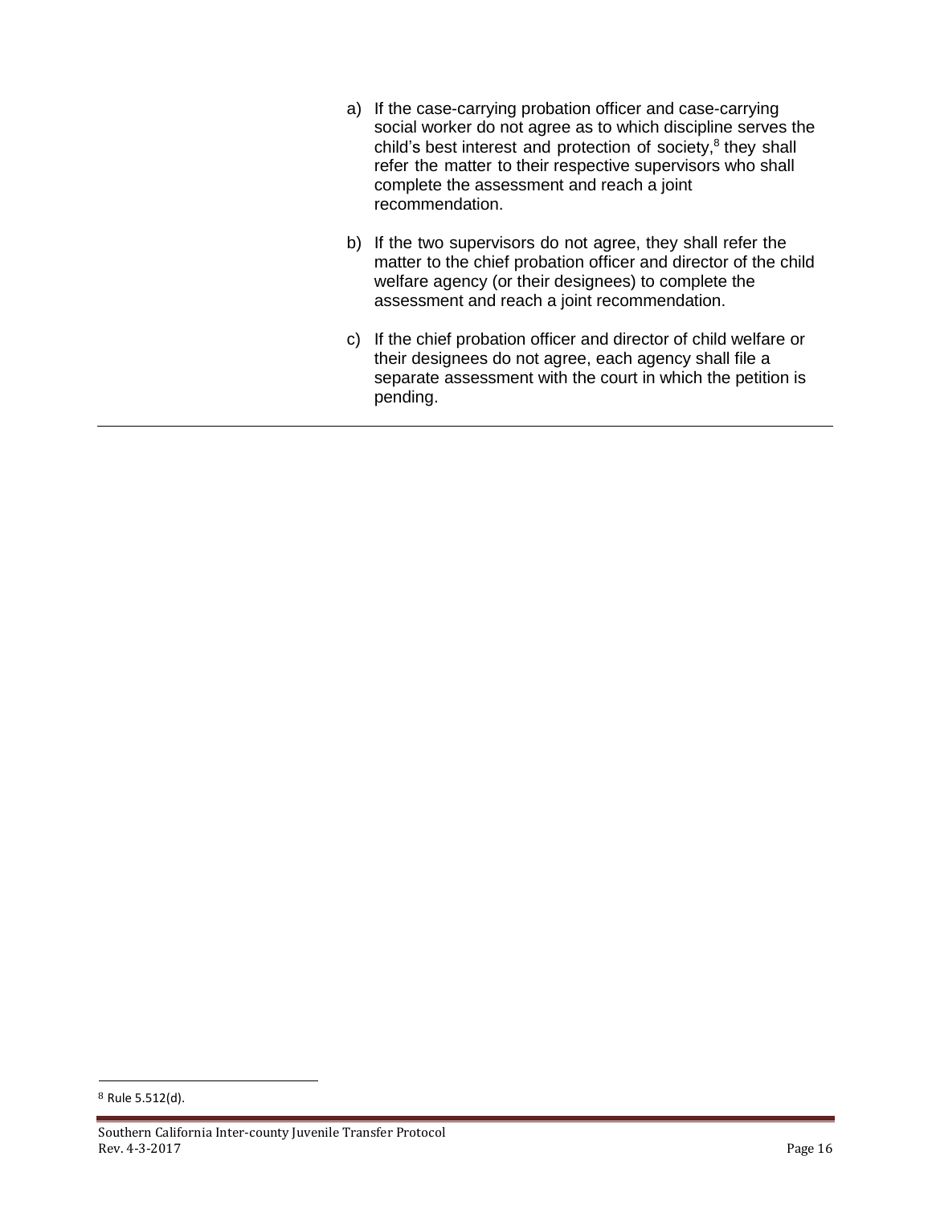a) If the case-carrying probation officer and case-carrying social worker do not agree as to which discipline serves the child's best interest and protection of society,[8] they shall refer the matter to their respective supervisors who shall complete the assessment and reach a joint recommendation.

b) If the two supervisors do not agree, they shall refer the matter to the chief probation officer and director of the child welfare agency (or their designees) to complete the assessment and reach a joint recommendation.

c) If the chief probation officer and director of child welfare or their designees do not agree, each agency shall file a separate assessment with the court in which the petition is pending.

---

[8] Rule 5.512(d).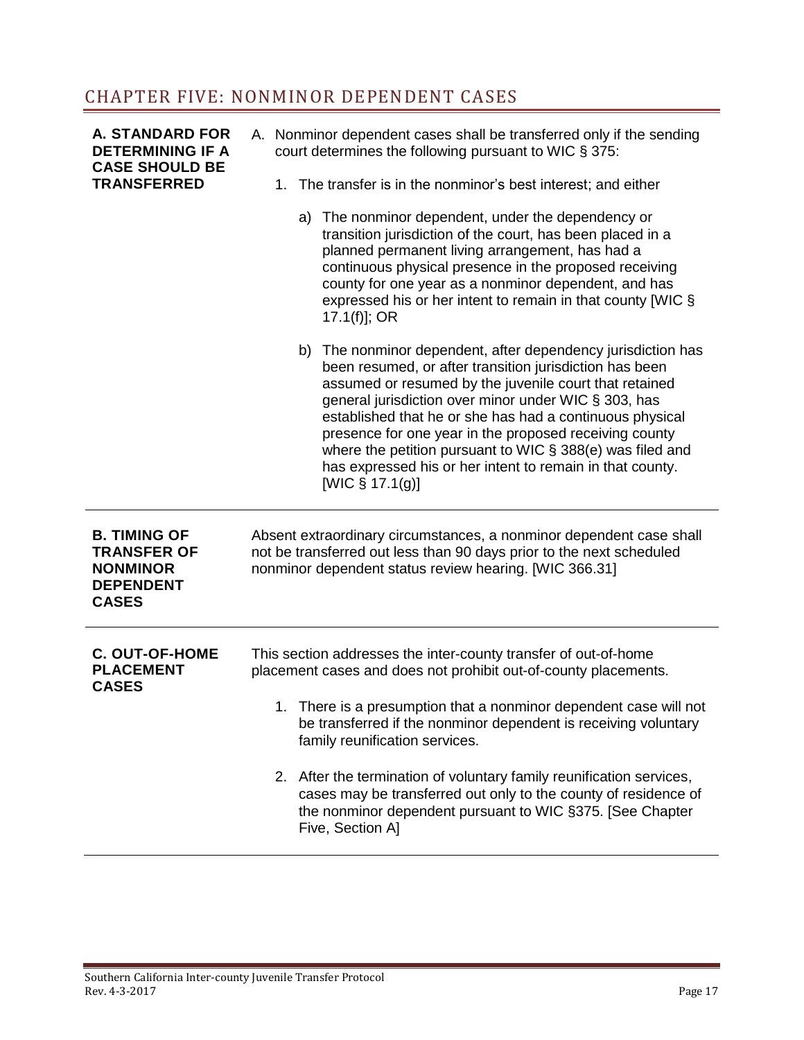## CHAPTER FIVE: NONMINOR DEPENDENT CASES

### A. STANDARD FOR DETERMINING IF A CASE SHOULD BE TRANSFERRED

A. Nonminor dependent cases shall be transferred only if the sending court determines the following pursuant to WIC § 375:

1. The transfer is in the nonminor's best interest; and either

   a) The nonminor dependent, under the dependency or transition jurisdiction of the court, has been placed in a planned permanent living arrangement, has had a continuous physical presence in the proposed receiving county for one year as a nonminor dependent, and has expressed his or her intent to remain in that county [WIC § 17.1(f)]; OR

   b) The nonminor dependent, after dependency jurisdiction has been resumed, or after transition jurisdiction has been assumed or resumed by the juvenile court that retained general jurisdiction over minor under WIC § 303, has established that he or she has had a continuous physical presence for one year in the proposed receiving county where the petition pursuant to WIC § 388(e) was filed and has expressed his or her intent to remain in that county. [WIC § 17.1(g)]

### B. TIMING OF TRANSFER OF NONMINOR DEPENDENT CASES

Absent extraordinary circumstances, a nonminor dependent case shall not be transferred out less than 90 days prior to the next scheduled nonminor dependent status review hearing. [WIC 366.31]

### C. OUT-OF-HOME PLACEMENT CASES

This section addresses the inter-county transfer of out-of-home placement cases and does not prohibit out-of-county placements.

1. There is a presumption that a nonminor dependent case will not be transferred if the nonminor dependent is receiving voluntary family reunification services.

2. After the termination of voluntary family reunification services, cases may be transferred out only to the county of residence of the nonminor dependent pursuant to WIC §375. [See Chapter Five, Section A]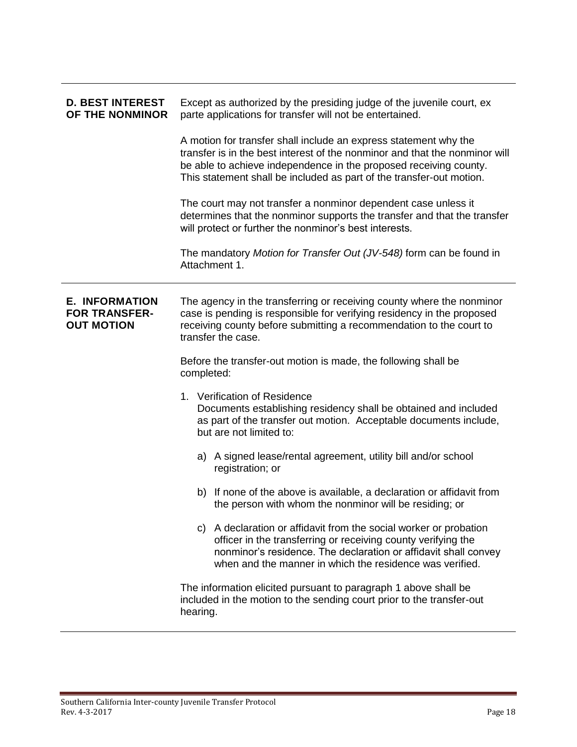## D. BEST INTEREST OF THE NONMINOR

Except as authorized by the presiding judge of the juvenile court, ex parte applications for transfer will not be entertained.

A motion for transfer shall include an express statement why the transfer is in the best interest of the nonminor and that the nonminor will be able to achieve independence in the proposed receiving county. This statement shall be included as part of the transfer-out motion.

The court may not transfer a nonminor dependent case unless it determines that the nonminor supports the transfer and that the transfer will protect or further the nonminor's best interests.

The mandatory *Motion for Transfer Out (JV-548)* form can be found in Attachment 1.

## E. INFORMATION FOR TRANSFER-OUT MOTION

The agency in the transferring or receiving county where the nonminor case is pending is responsible for verifying residency in the proposed receiving county before submitting a recommendation to the court to transfer the case.

Before the transfer-out motion is made, the following shall be completed:

1. Verification of Residence
   Documents establishing residency shall be obtained and included as part of the transfer out motion. Acceptable documents include, but are not limited to:

   a) A signed lease/rental agreement, utility bill and/or school registration; or

   b) If none of the above is available, a declaration or affidavit from the person with whom the nonminor will be residing; or

   c) A declaration or affidavit from the social worker or probation officer in the transferring or receiving county verifying the nonminor's residence. The declaration or affidavit shall convey when and the manner in which the residence was verified.

The information elicited pursuant to paragraph 1 above shall be included in the motion to the sending court prior to the transfer-out hearing.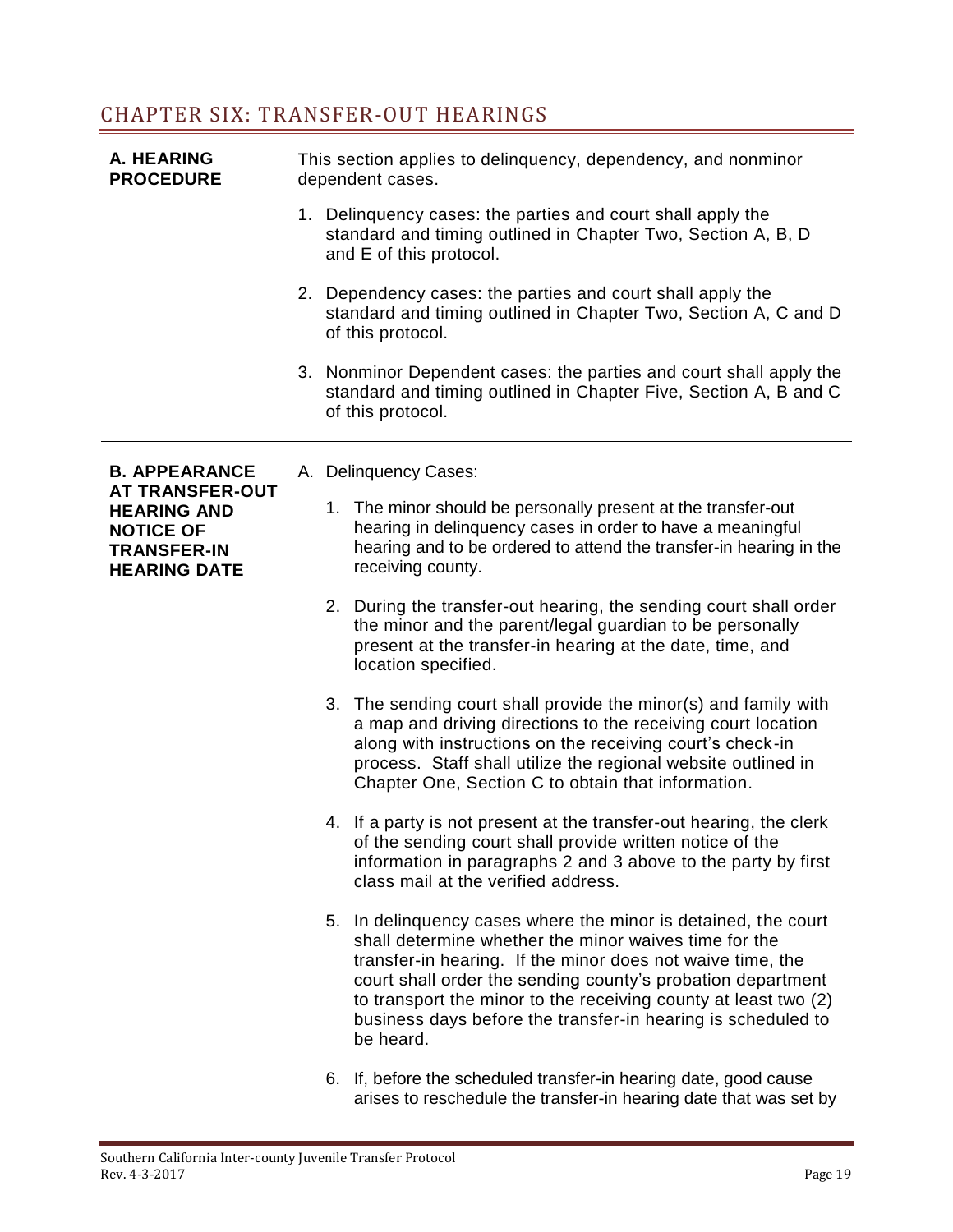# CHAPTER SIX: TRANSFER-OUT HEARINGS

## A. HEARING PROCEDURE

This section applies to delinquency, dependency, and nonminor dependent cases.

1. Delinquency cases: the parties and court shall apply the standard and timing outlined in Chapter Two, Section A, B, D and E of this protocol.
2. Dependency cases: the parties and court shall apply the standard and timing outlined in Chapter Two, Section A, C and D of this protocol.
3. Nonminor Dependent cases: the parties and court shall apply the standard and timing outlined in Chapter Five, Section A, B and C of this protocol.

## B. APPEARANCE AT TRANSFER-OUT HEARING AND NOTICE OF TRANSFER-IN HEARING DATE

A. Delinquency Cases:

1. The minor should be personally present at the transfer-out hearing in delinquency cases in order to have a meaningful hearing and to be ordered to attend the transfer-in hearing in the receiving county.
2. During the transfer-out hearing, the sending court shall order the minor and the parent/legal guardian to be personally present at the transfer-in hearing at the date, time, and location specified.
3. The sending court shall provide the minor(s) and family with a map and driving directions to the receiving court location along with instructions on the receiving court's check-in process. Staff shall utilize the regional website outlined in Chapter One, Section C to obtain that information.
4. If a party is not present at the transfer-out hearing, the clerk of the sending court shall provide written notice of the information in paragraphs 2 and 3 above to the party by first class mail at the verified address.
5. In delinquency cases where the minor is detained, the court shall determine whether the minor waives time for the transfer-in hearing. If the minor does not waive time, the court shall order the sending county's probation department to transport the minor to the receiving county at least two (2) business days before the transfer-in hearing is scheduled to be heard.
6. If, before the scheduled transfer-in hearing date, good cause arises to reschedule the transfer-in hearing date that was set by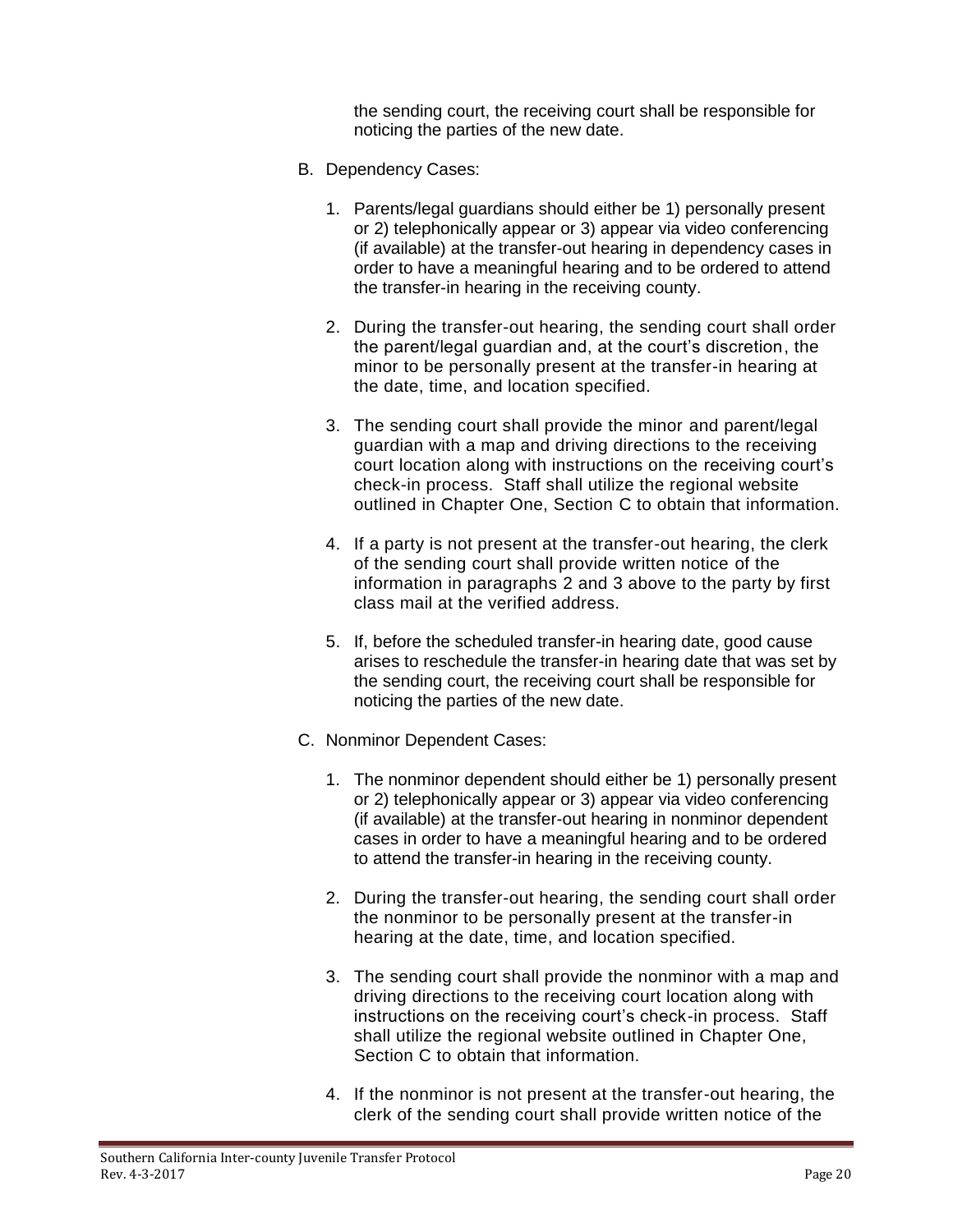the sending court, the receiving court shall be responsible for noticing the parties of the new date.

B. Dependency Cases:

   1. Parents/legal guardians should either be 1) personally present or 2) telephonically appear or 3) appear via video conferencing (if available) at the transfer-out hearing in dependency cases in order to have a meaningful hearing and to be ordered to attend the transfer-in hearing in the receiving county.

   2. During the transfer-out hearing, the sending court shall order the parent/legal guardian and, at the court's discretion, the minor to be personally present at the transfer-in hearing at the date, time, and location specified.

   3. The sending court shall provide the minor and parent/legal guardian with a map and driving directions to the receiving court location along with instructions on the receiving court's check-in process. Staff shall utilize the regional website outlined in Chapter One, Section C to obtain that information.

   4. If a party is not present at the transfer-out hearing, the clerk of the sending court shall provide written notice of the information in paragraphs 2 and 3 above to the party by first class mail at the verified address.

   5. If, before the scheduled transfer-in hearing date, good cause arises to reschedule the transfer-in hearing date that was set by the sending court, the receiving court shall be responsible for noticing the parties of the new date.

C. Nonminor Dependent Cases:

   1. The nonminor dependent should either be 1) personally present or 2) telephonically appear or 3) appear via video conferencing (if available) at the transfer-out hearing in nonminor dependent cases in order to have a meaningful hearing and to be ordered to attend the transfer-in hearing in the receiving county.

   2. During the transfer-out hearing, the sending court shall order the nonminor to be personally present at the transfer-in hearing at the date, time, and location specified.

   3. The sending court shall provide the nonminor with a map and driving directions to the receiving court location along with instructions on the receiving court's check-in process. Staff shall utilize the regional website outlined in Chapter One, Section C to obtain that information.

   4. If the nonminor is not present at the transfer-out hearing, the clerk of the sending court shall provide written notice of the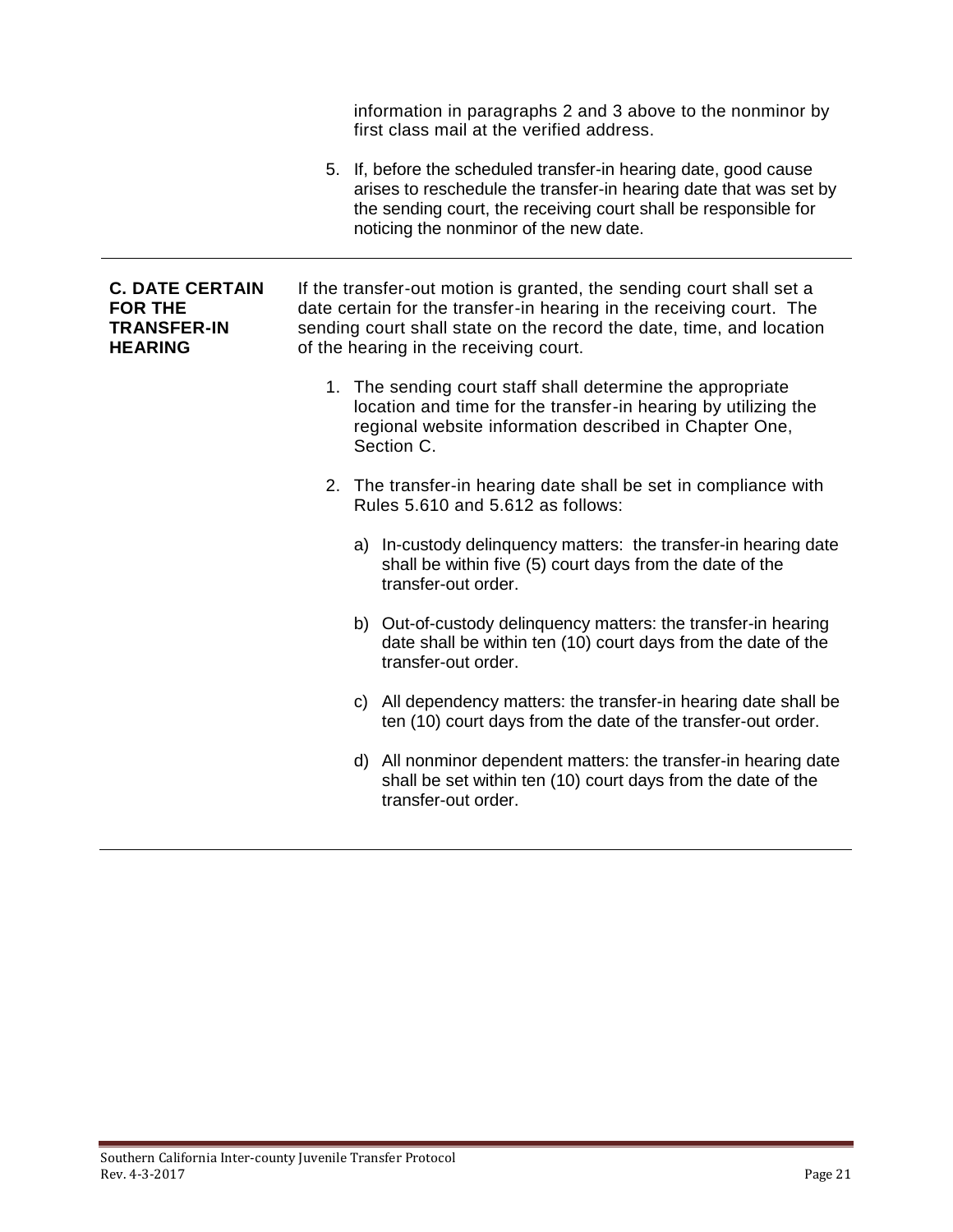information in paragraphs 2 and 3 above to the nonminor by first class mail at the verified address.

5. If, before the scheduled transfer-in hearing date, good cause arises to reschedule the transfer-in hearing date that was set by the sending court, the receiving court shall be responsible for noticing the nonminor of the new date.

---

**C. DATE CERTAIN FOR THE TRANSFER-IN HEARING**

If the transfer-out motion is granted, the sending court shall set a date certain for the transfer-in hearing in the receiving court. The sending court shall state on the record the date, time, and location of the hearing in the receiving court.

1. The sending court staff shall determine the appropriate location and time for the transfer-in hearing by utilizing the regional website information described in Chapter One, Section C.

2. The transfer-in hearing date shall be set in compliance with Rules 5.610 and 5.612 as follows:

   a) In-custody delinquency matters: the transfer-in hearing date shall be within five (5) court days from the date of the transfer-out order.

   b) Out-of-custody delinquency matters: the transfer-in hearing date shall be within ten (10) court days from the date of the transfer-out order.

   c) All dependency matters: the transfer-in hearing date shall be ten (10) court days from the date of the transfer-out order.

   d) All nonminor dependent matters: the transfer-in hearing date shall be set within ten (10) court days from the date of the transfer-out order.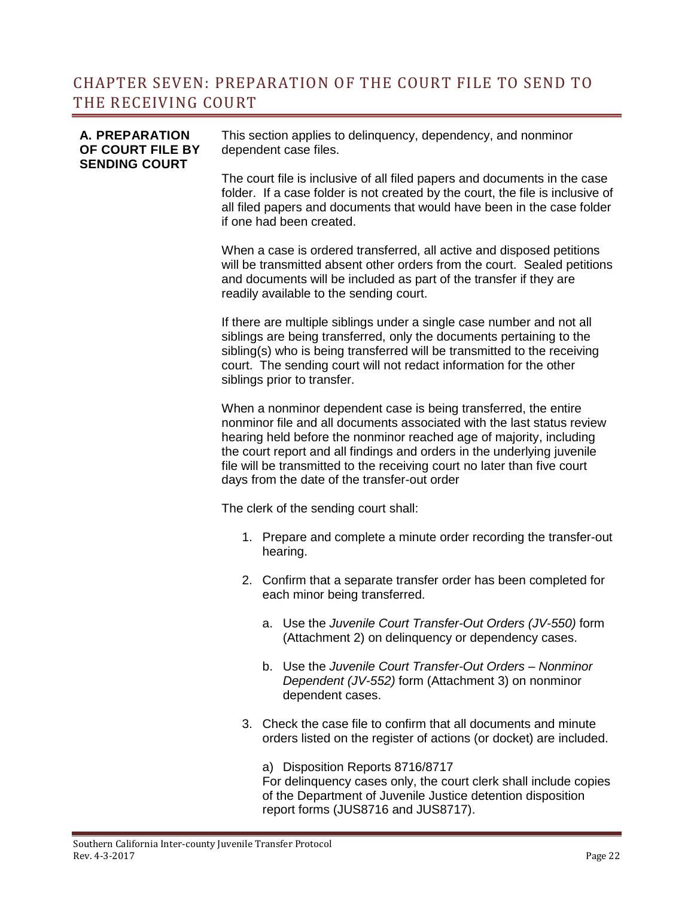# CHAPTER SEVEN: PREPARATION OF THE COURT FILE TO SEND TO THE RECEIVING COURT

**A. PREPARATION OF COURT FILE BY SENDING COURT**

This section applies to delinquency, dependency, and nonminor dependent case files.

The court file is inclusive of all filed papers and documents in the case folder. If a case folder is not created by the court, the file is inclusive of all filed papers and documents that would have been in the case folder if one had been created.

When a case is ordered transferred, all active and disposed petitions will be transmitted absent other orders from the court. Sealed petitions and documents will be included as part of the transfer if they are readily available to the sending court.

If there are multiple siblings under a single case number and not all siblings are being transferred, only the documents pertaining to the sibling(s) who is being transferred will be transmitted to the receiving court. The sending court will not redact information for the other siblings prior to transfer.

When a nonminor dependent case is being transferred, the entire nonminor file and all documents associated with the last status review hearing held before the nonminor reached age of majority, including the court report and all findings and orders in the underlying juvenile file will be transmitted to the receiving court no later than five court days from the date of the transfer-out order

The clerk of the sending court shall:

1. Prepare and complete a minute order recording the transfer-out hearing.

2. Confirm that a separate transfer order has been completed for each minor being transferred.

   a. Use the *Juvenile Court Transfer-Out Orders (JV-550)* form (Attachment 2) on delinquency or dependency cases.

   b. Use the *Juvenile Court Transfer-Out Orders – Nonminor Dependent (JV-552)* form (Attachment 3) on nonminor dependent cases.

3. Check the case file to confirm that all documents and minute orders listed on the register of actions (or docket) are included.

   a) Disposition Reports 8716/8717
   For delinquency cases only, the court clerk shall include copies of the Department of Juvenile Justice detention disposition report forms (JUS8716 and JUS8717).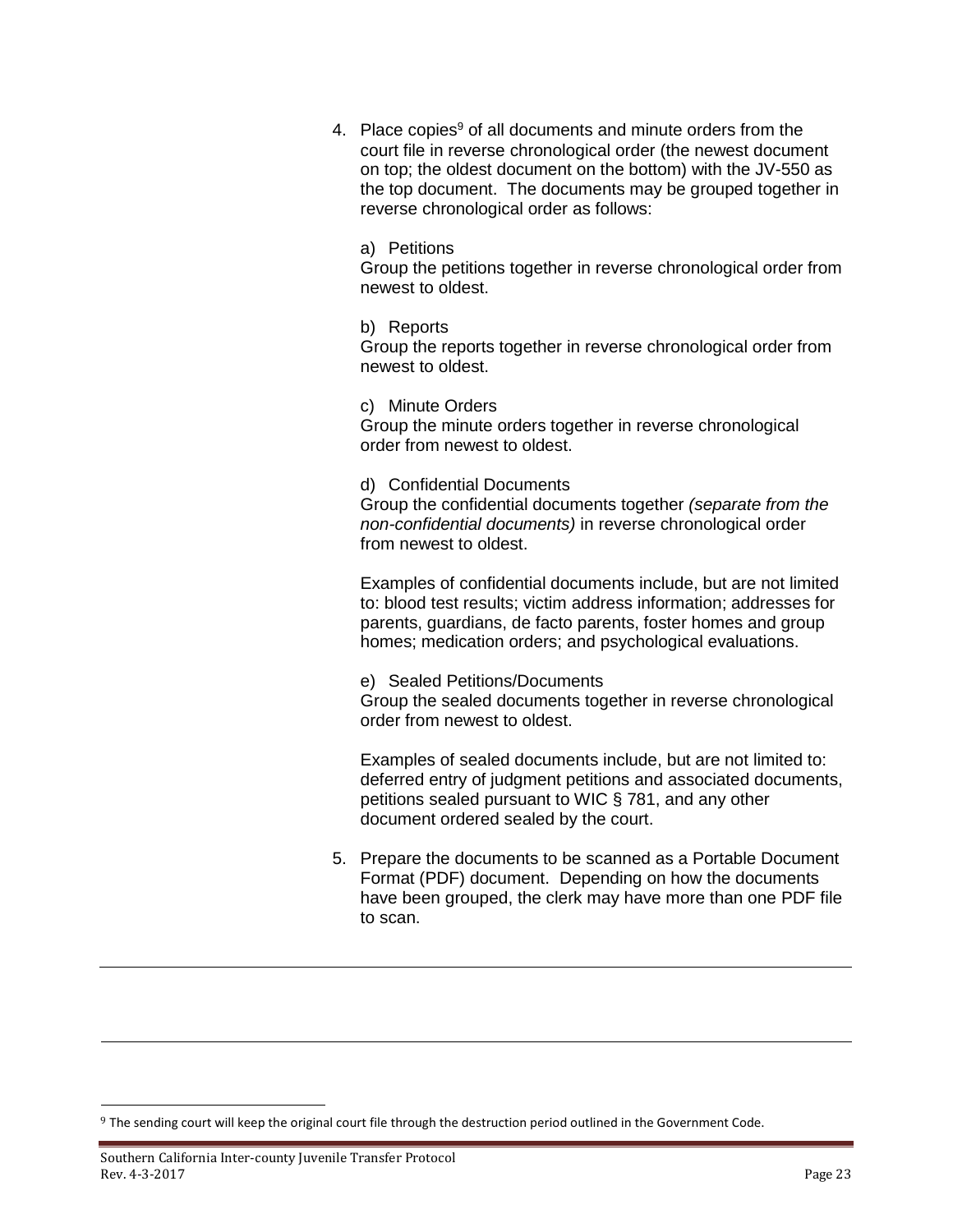4. Place copies[9] of all documents and minute orders from the court file in reverse chronological order (the newest document on top; the oldest document on the bottom) with the JV-550 as the top document. The documents may be grouped together in reverse chronological order as follows:

   a) Petitions
   Group the petitions together in reverse chronological order from newest to oldest.

   b) Reports
   Group the reports together in reverse chronological order from newest to oldest.

   c) Minute Orders
   Group the minute orders together in reverse chronological order from newest to oldest.

   d) Confidential Documents
   Group the confidential documents together *(separate from the non-confidential documents)* in reverse chronological order from newest to oldest.

   Examples of confidential documents include, but are not limited to: blood test results; victim address information; addresses for parents, guardians, de facto parents, foster homes and group homes; medication orders; and psychological evaluations.

   e) Sealed Petitions/Documents
   Group the sealed documents together in reverse chronological order from newest to oldest.

   Examples of sealed documents include, but are not limited to: deferred entry of judgment petitions and associated documents, petitions sealed pursuant to WIC § 781, and any other document ordered sealed by the court.

5. Prepare the documents to be scanned as a Portable Document Format (PDF) document. Depending on how the documents have been grouped, the clerk may have more than one PDF file to scan.

---

[9] The sending court will keep the original court file through the destruction period outlined in the Government Code.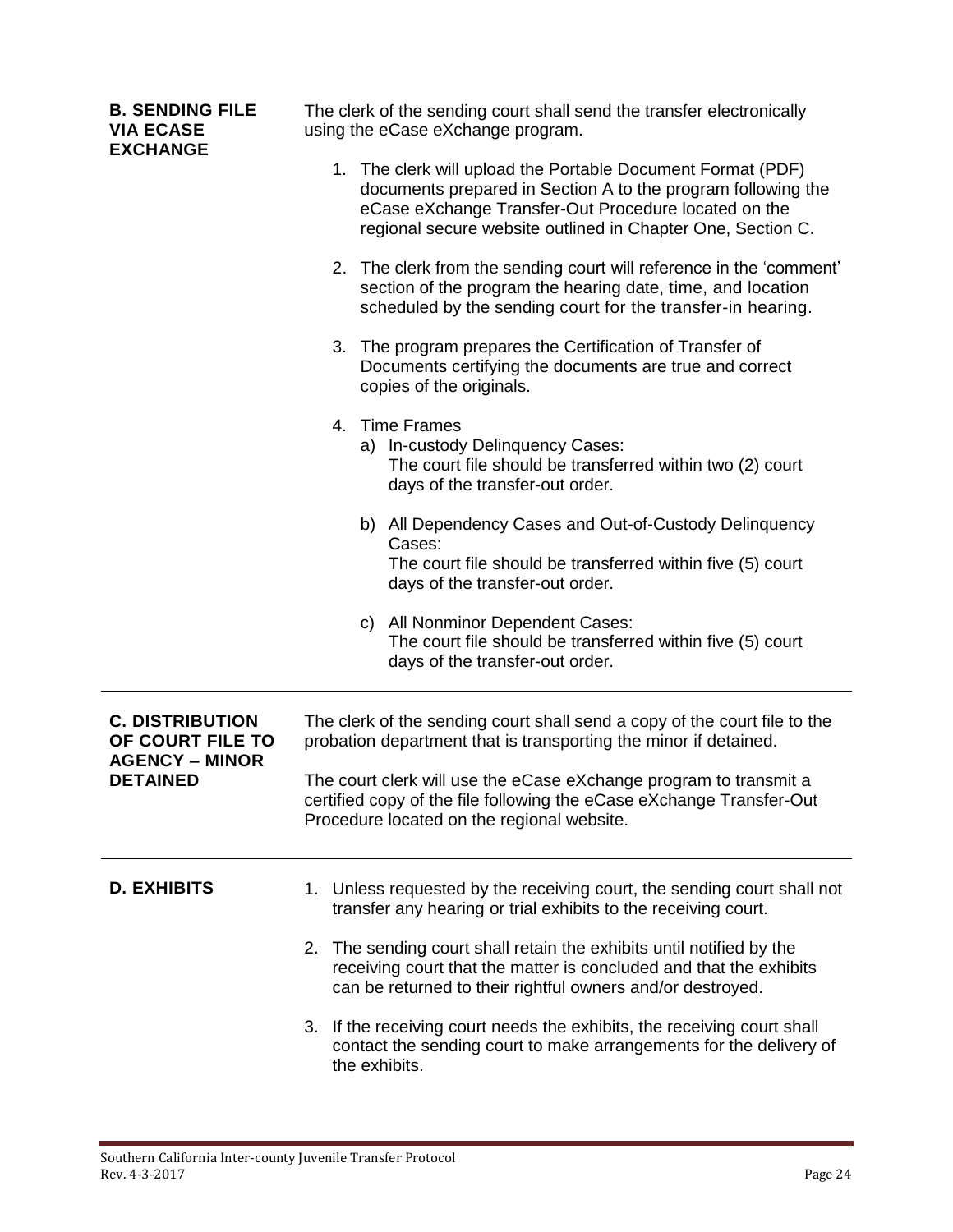## B. SENDING FILE VIA ECASE EXCHANGE

The clerk of the sending court shall send the transfer electronically using the eCase eXchange program.

1. The clerk will upload the Portable Document Format (PDF) documents prepared in Section A to the program following the eCase eXchange Transfer-Out Procedure located on the regional secure website outlined in Chapter One, Section C.

2. The clerk from the sending court will reference in the 'comment' section of the program the hearing date, time, and location scheduled by the sending court for the transfer-in hearing.

3. The program prepares the Certification of Transfer of Documents certifying the documents are true and correct copies of the originals.

4. Time Frames
   a) In-custody Delinquency Cases:
      The court file should be transferred within two (2) court days of the transfer-out order.

   b) All Dependency Cases and Out-of-Custody Delinquency Cases:
      The court file should be transferred within five (5) court days of the transfer-out order.

   c) All Nonminor Dependent Cases:
      The court file should be transferred within five (5) court days of the transfer-out order.

## C. DISTRIBUTION OF COURT FILE TO AGENCY – MINOR DETAINED

The clerk of the sending court shall send a copy of the court file to the probation department that is transporting the minor if detained.

The court clerk will use the eCase eXchange program to transmit a certified copy of the file following the eCase eXchange Transfer-Out Procedure located on the regional website.

## D. EXHIBITS

1. Unless requested by the receiving court, the sending court shall not transfer any hearing or trial exhibits to the receiving court.

2. The sending court shall retain the exhibits until notified by the receiving court that the matter is concluded and that the exhibits can be returned to their rightful owners and/or destroyed.

3. If the receiving court needs the exhibits, the receiving court shall contact the sending court to make arrangements for the delivery of the exhibits.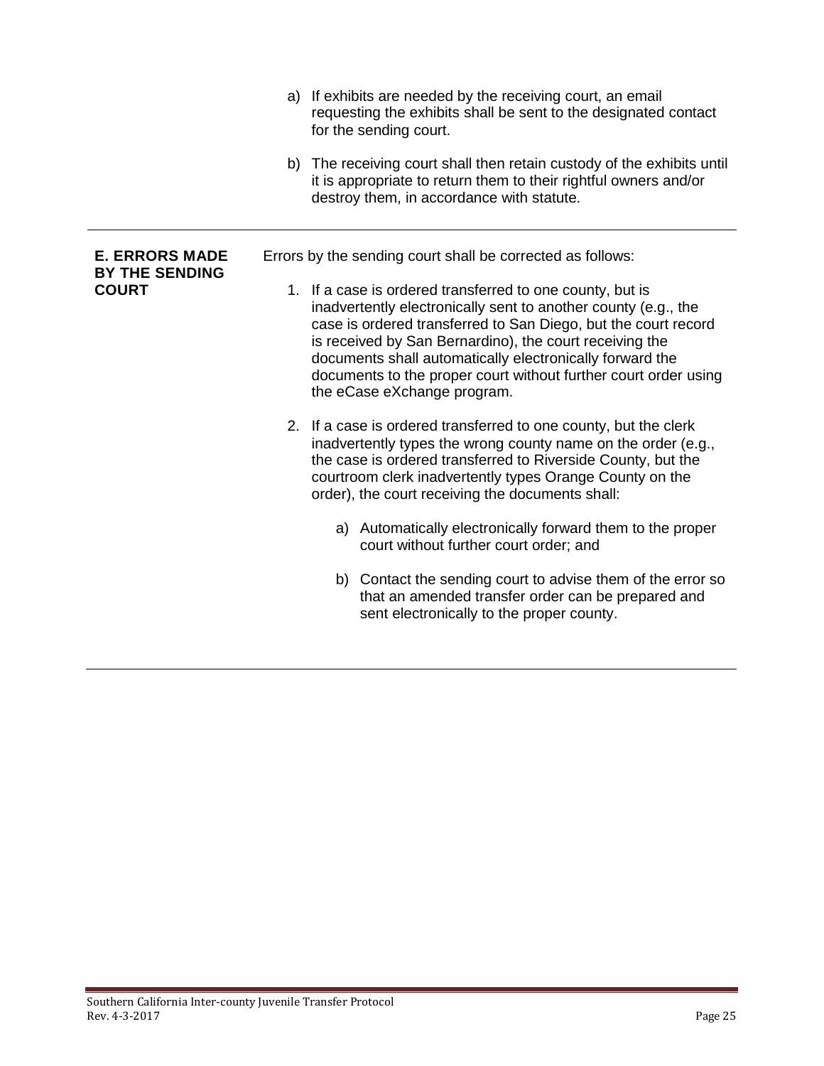a) If exhibits are needed by the receiving court, an email requesting the exhibits shall be sent to the designated contact for the sending court.

b) The receiving court shall then retain custody of the exhibits until it is appropriate to return them to their rightful owners and/or destroy them, in accordance with statute.

---

**E. ERRORS MADE BY THE SENDING COURT**

Errors by the sending court shall be corrected as follows:

1. If a case is ordered transferred to one county, but is inadvertently electronically sent to another county (e.g., the case is ordered transferred to San Diego, but the court record is received by San Bernardino), the court receiving the documents shall automatically electronically forward the documents to the proper court without further court order using the eCase eXchange program.

2. If a case is ordered transferred to one county, but the clerk inadvertently types the wrong county name on the order (e.g., the case is ordered transferred to Riverside County, but the courtroom clerk inadvertently types Orange County on the order), the court receiving the documents shall:

   a) Automatically electronically forward them to the proper court without further court order; and

   b) Contact the sending court to advise them of the error so that an amended transfer order can be prepared and sent electronically to the proper county.

---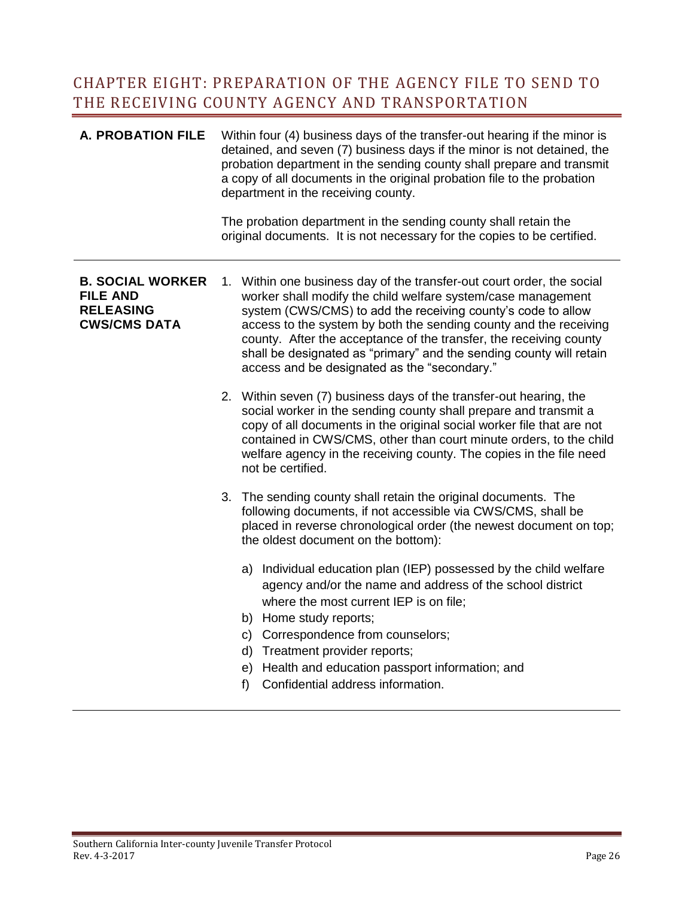# CHAPTER EIGHT: PREPARATION OF THE AGENCY FILE TO SEND TO THE RECEIVING COUNTY AGENCY AND TRANSPORTATION

## A. PROBATION FILE

Within four (4) business days of the transfer-out hearing if the minor is detained, and seven (7) business days if the minor is not detained, the probation department in the sending county shall prepare and transmit a copy of all documents in the original probation file to the probation department in the receiving county.

The probation department in the sending county shall retain the original documents. It is not necessary for the copies to be certified.

## B. SOCIAL WORKER FILE AND RELEASING CWS/CMS DATA

1. Within one business day of the transfer-out court order, the social worker shall modify the child welfare system/case management system (CWS/CMS) to add the receiving county's code to allow access to the system by both the sending county and the receiving county. After the acceptance of the transfer, the receiving county shall be designated as "primary" and the sending county will retain access and be designated as the "secondary."

2. Within seven (7) business days of the transfer-out hearing, the social worker in the sending county shall prepare and transmit a copy of all documents in the original social worker file that are not contained in CWS/CMS, other than court minute orders, to the child welfare agency in the receiving county. The copies in the file need not be certified.

3. The sending county shall retain the original documents. The following documents, if not accessible via CWS/CMS, shall be placed in reverse chronological order (the newest document on top; the oldest document on the bottom):

   a) Individual education plan (IEP) possessed by the child welfare agency and/or the name and address of the school district where the most current IEP is on file;
   b) Home study reports;
   c) Correspondence from counselors;
   d) Treatment provider reports;
   e) Health and education passport information; and
   f) Confidential address information.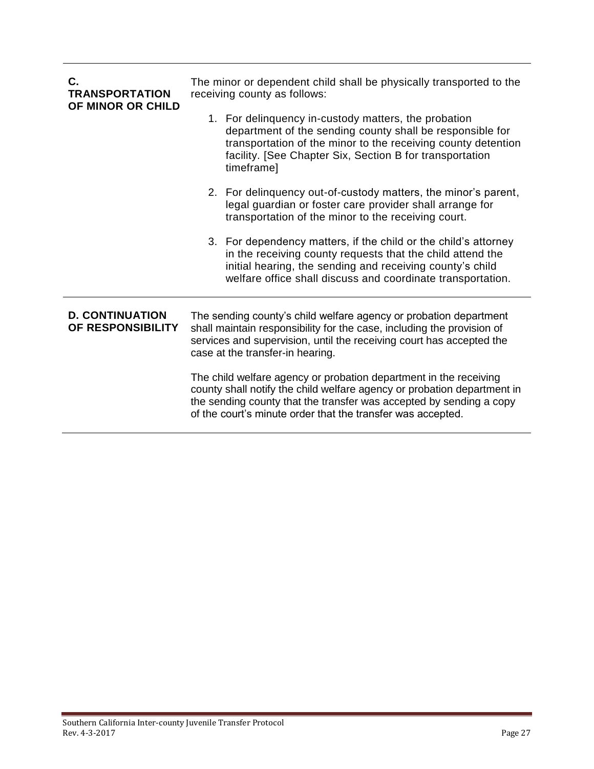## C. TRANSPORTATION OF MINOR OR CHILD

The minor or dependent child shall be physically transported to the receiving county as follows:

1. For delinquency in-custody matters, the probation department of the sending county shall be responsible for transportation of the minor to the receiving county detention facility. [See Chapter Six, Section B for transportation timeframe]
2. For delinquency out-of-custody matters, the minor's parent, legal guardian or foster care provider shall arrange for transportation of the minor to the receiving court.
3. For dependency matters, if the child or the child's attorney in the receiving county requests that the child attend the initial hearing, the sending and receiving county's child welfare office shall discuss and coordinate transportation.

## D. CONTINUATION OF RESPONSIBILITY

The sending county's child welfare agency or probation department shall maintain responsibility for the case, including the provision of services and supervision, until the receiving court has accepted the case at the transfer-in hearing.

The child welfare agency or probation department in the receiving county shall notify the child welfare agency or probation department in the sending county that the transfer was accepted by sending a copy of the court's minute order that the transfer was accepted.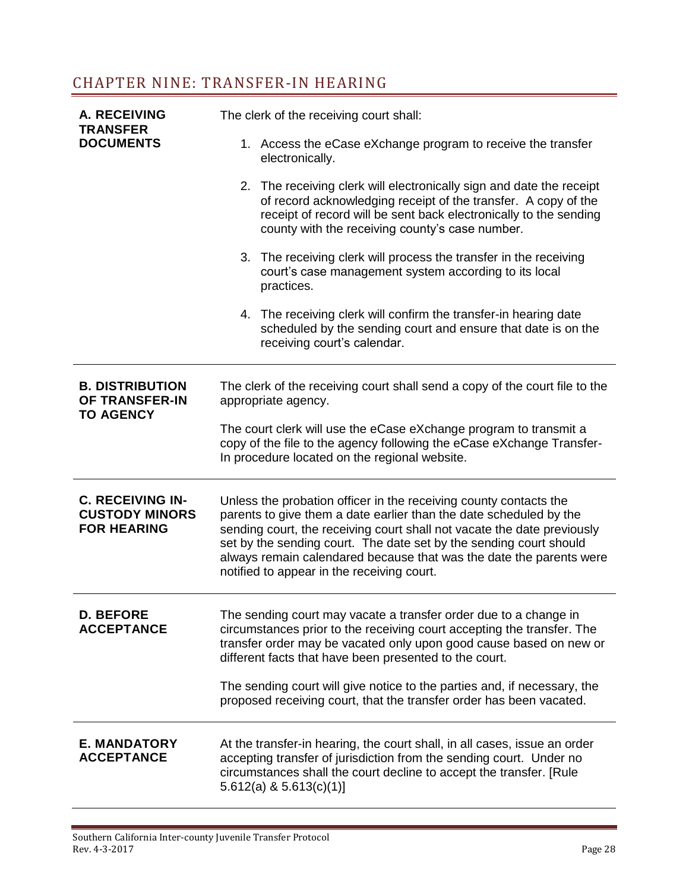## CHAPTER NINE: TRANSFER-IN HEARING

**A. RECEIVING TRANSFER DOCUMENTS**

The clerk of the receiving court shall:

1. Access the eCase eXchange program to receive the transfer electronically.
2. The receiving clerk will electronically sign and date the receipt of record acknowledging receipt of the transfer. A copy of the receipt of record will be sent back electronically to the sending county with the receiving county's case number.
3. The receiving clerk will process the transfer in the receiving court's case management system according to its local practices.
4. The receiving clerk will confirm the transfer-in hearing date scheduled by the sending court and ensure that date is on the receiving court's calendar.

---

**B. DISTRIBUTION OF TRANSFER-IN TO AGENCY**

The clerk of the receiving court shall send a copy of the court file to the appropriate agency.

The court clerk will use the eCase eXchange program to transmit a copy of the file to the agency following the eCase eXchange Transfer-In procedure located on the regional website.

---

**C. RECEIVING IN-CUSTODY MINORS FOR HEARING**

Unless the probation officer in the receiving county contacts the parents to give them a date earlier than the date scheduled by the sending court, the receiving court shall not vacate the date previously set by the sending court. The date set by the sending court should always remain calendared because that was the date the parents were notified to appear in the receiving court.

---

**D. BEFORE ACCEPTANCE**

The sending court may vacate a transfer order due to a change in circumstances prior to the receiving court accepting the transfer. The transfer order may be vacated only upon good cause based on new or different facts that have been presented to the court.

The sending court will give notice to the parties and, if necessary, the proposed receiving court, that the transfer order has been vacated.

---

**E. MANDATORY ACCEPTANCE**

At the transfer-in hearing, the court shall, in all cases, issue an order accepting transfer of jurisdiction from the sending court. Under no circumstances shall the court decline to accept the transfer. [Rule 5.612(a) & 5.613(c)(1)]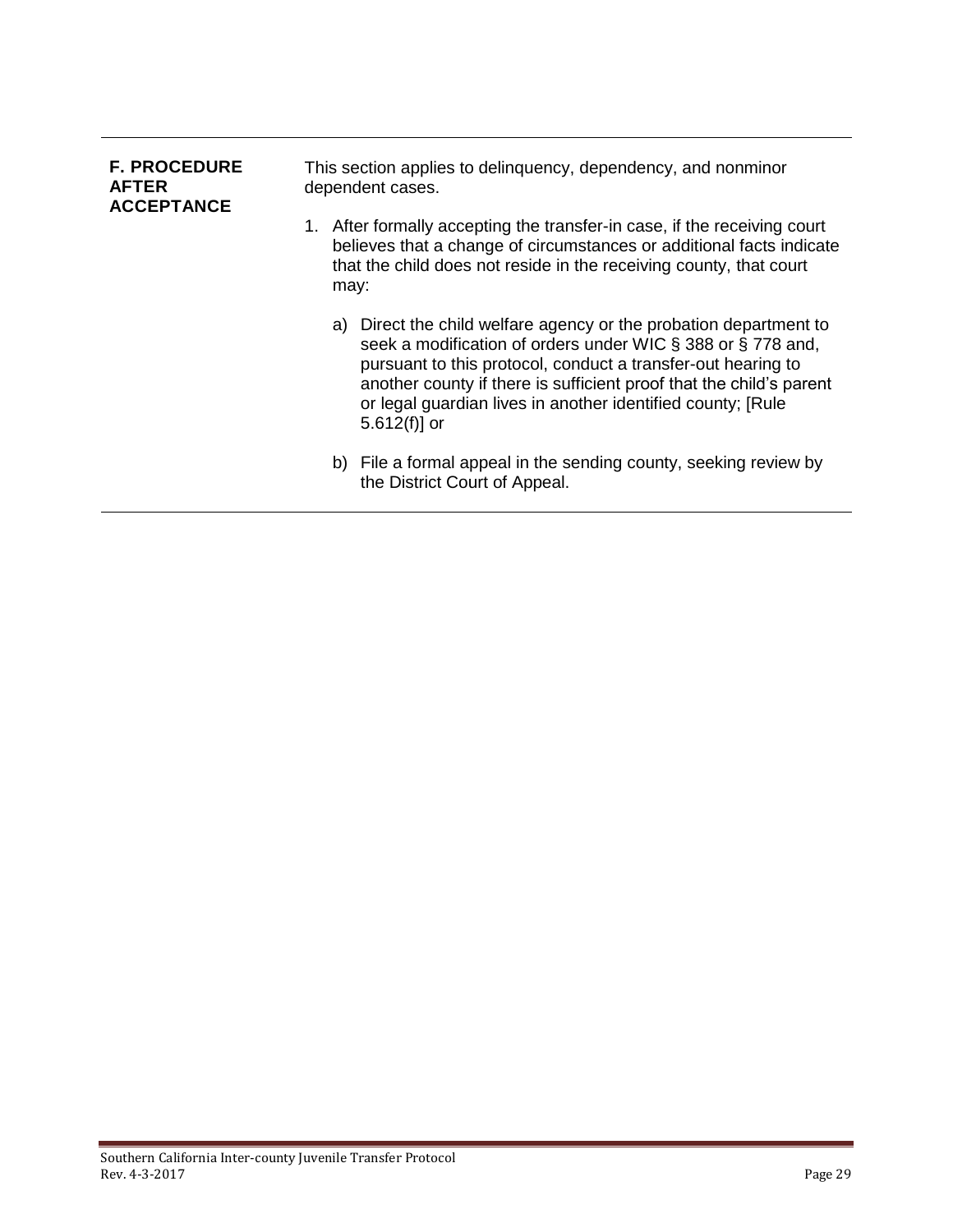## F. PROCEDURE AFTER ACCEPTANCE

This section applies to delinquency, dependency, and nonminor dependent cases.

1. After formally accepting the transfer-in case, if the receiving court believes that a change of circumstances or additional facts indicate that the child does not reside in the receiving county, that court may:

   a) Direct the child welfare agency or the probation department to seek a modification of orders under WIC § 388 or § 778 and, pursuant to this protocol, conduct a transfer-out hearing to another county if there is sufficient proof that the child's parent or legal guardian lives in another identified county; [Rule 5.612(f)] or

   b) File a formal appeal in the sending county, seeking review by the District Court of Appeal.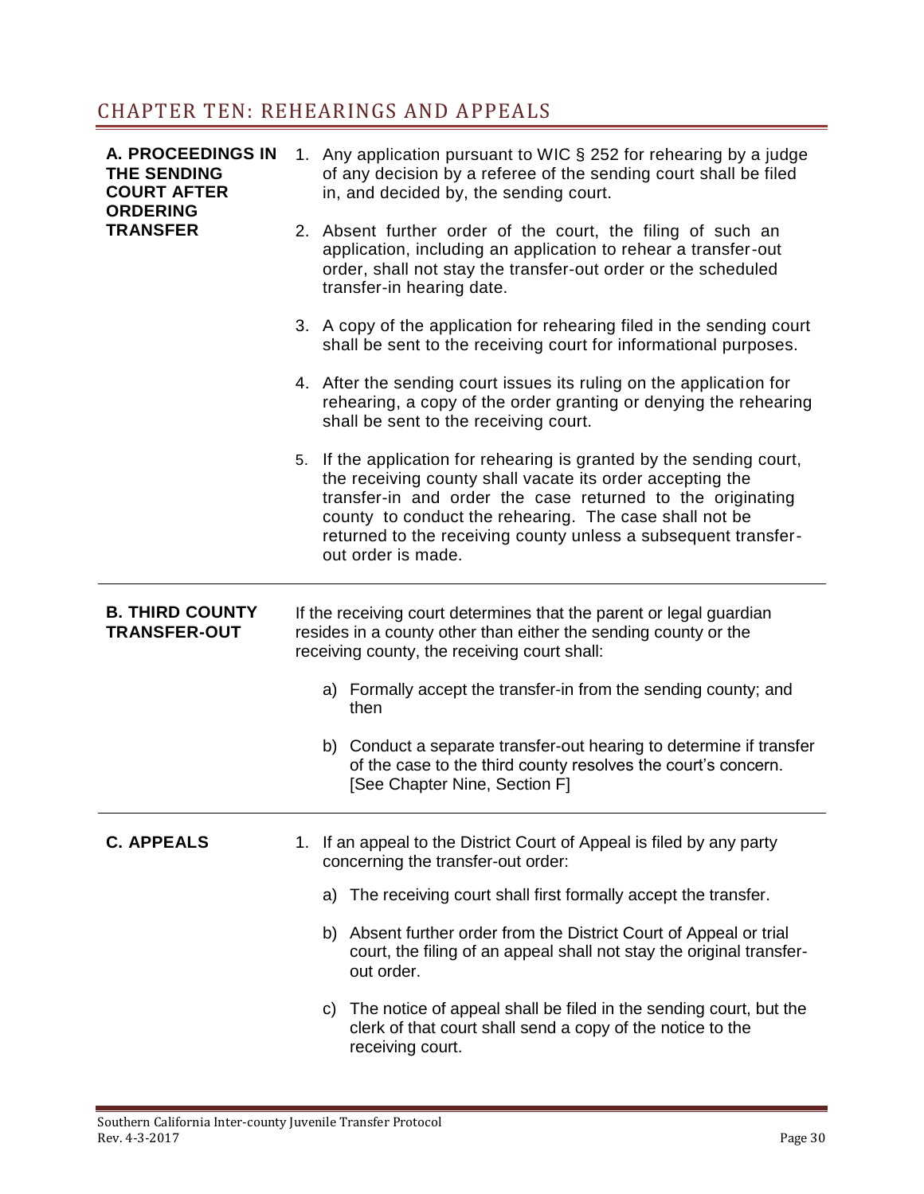# CHAPTER TEN: REHEARINGS AND APPEALS

**A. PROCEEDINGS IN THE SENDING COURT AFTER ORDERING TRANSFER**

1. Any application pursuant to WIC § 252 for rehearing by a judge of any decision by a referee of the sending court shall be filed in, and decided by, the sending court.
2. Absent further order of the court, the filing of such an application, including an application to rehear a transfer-out order, shall not stay the transfer-out order or the scheduled transfer-in hearing date.
3. A copy of the application for rehearing filed in the sending court shall be sent to the receiving court for informational purposes.
4. After the sending court issues its ruling on the application for rehearing, a copy of the order granting or denying the rehearing shall be sent to the receiving court.
5. If the application for rehearing is granted by the sending court, the receiving county shall vacate its order accepting the transfer-in and order the case returned to the originating county to conduct the rehearing. The case shall not be returned to the receiving county unless a subsequent transfer-out order is made.

---

**B. THIRD COUNTY TRANSFER-OUT**

If the receiving court determines that the parent or legal guardian resides in a county other than either the sending county or the receiving county, the receiving court shall:

a) Formally accept the transfer-in from the sending county; and then

b) Conduct a separate transfer-out hearing to determine if transfer of the case to the third county resolves the court's concern. [See Chapter Nine, Section F]

---

**C. APPEALS**

1. If an appeal to the District Court of Appeal is filed by any party concerning the transfer-out order:

   a) The receiving court shall first formally accept the transfer.

   b) Absent further order from the District Court of Appeal or trial court, the filing of an appeal shall not stay the original transfer-out order.

   c) The notice of appeal shall be filed in the sending court, but the clerk of that court shall send a copy of the notice to the receiving court.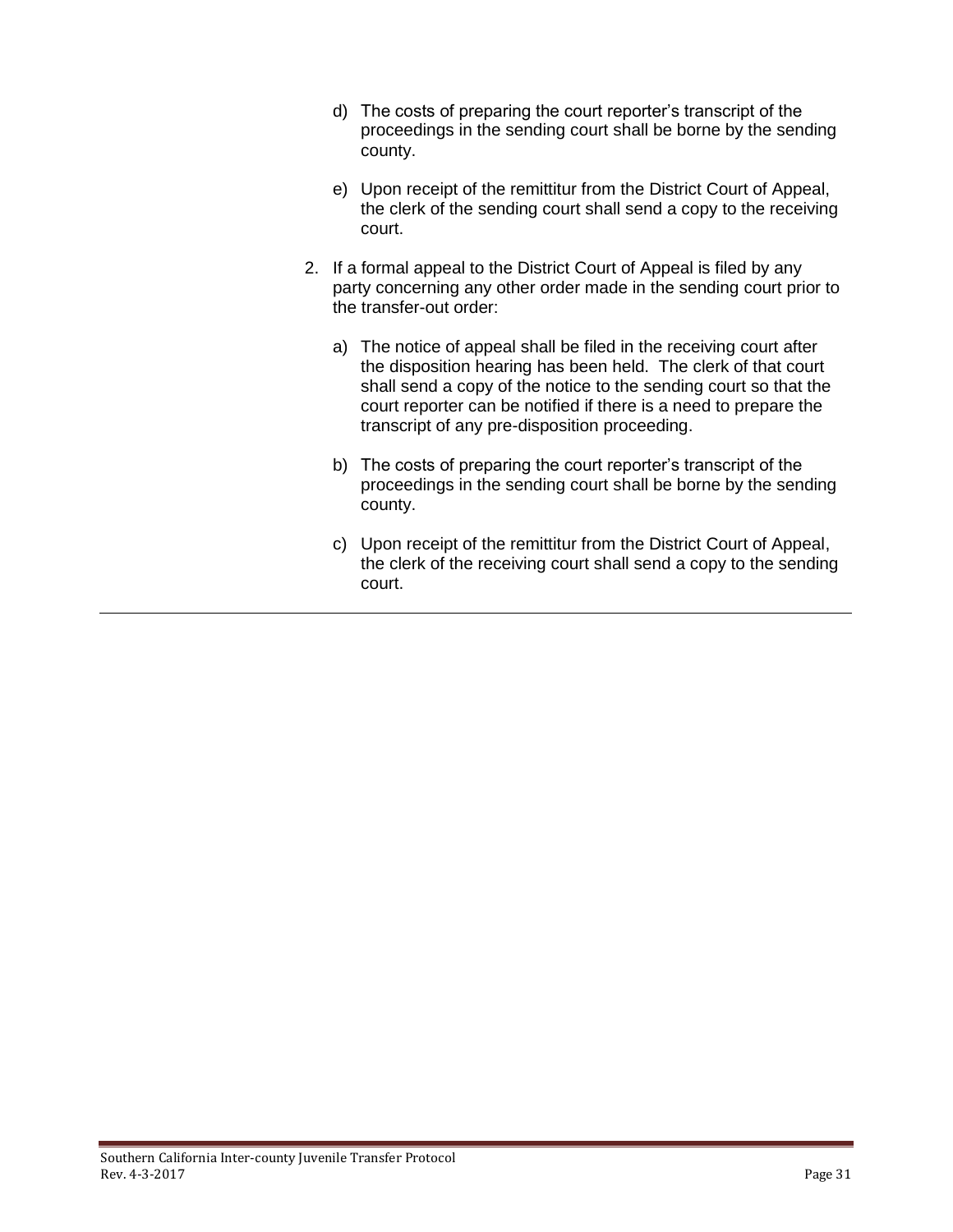d) The costs of preparing the court reporter's transcript of the proceedings in the sending court shall be borne by the sending county.

e) Upon receipt of the remittitur from the District Court of Appeal, the clerk of the sending court shall send a copy to the receiving court.

2. If a formal appeal to the District Court of Appeal is filed by any party concerning any other order made in the sending court prior to the transfer-out order:

   a) The notice of appeal shall be filed in the receiving court after the disposition hearing has been held. The clerk of that court shall send a copy of the notice to the sending court so that the court reporter can be notified if there is a need to prepare the transcript of any pre-disposition proceeding.

   b) The costs of preparing the court reporter's transcript of the proceedings in the sending court shall be borne by the sending county.

   c) Upon receipt of the remittitur from the District Court of Appeal, the clerk of the receiving court shall send a copy to the sending court.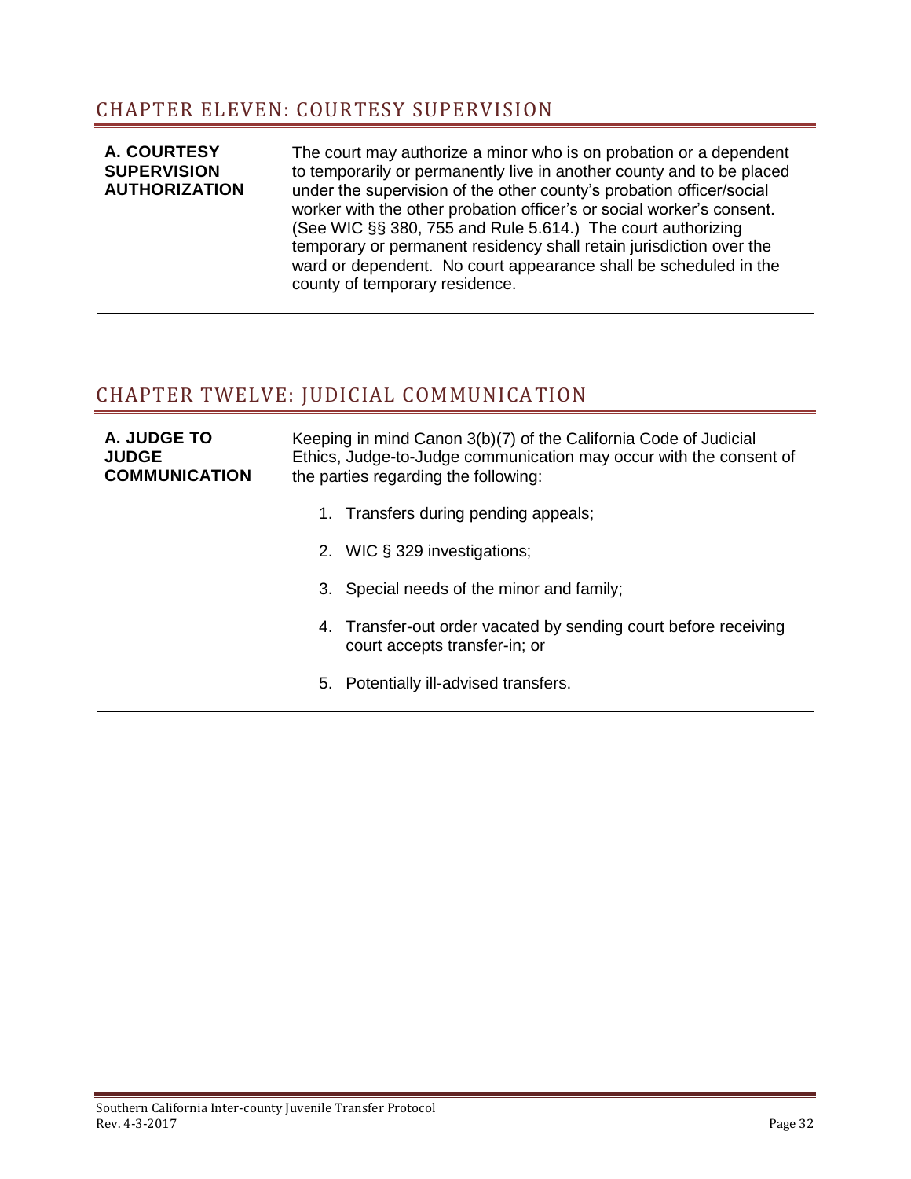## CHAPTER ELEVEN: COURTESY SUPERVISION

**A. COURTESY SUPERVISION AUTHORIZATION**

The court may authorize a minor who is on probation or a dependent to temporarily or permanently live in another county and to be placed under the supervision of the other county's probation officer/social worker with the other probation officer's or social worker's consent. (See WIC §§ 380, 755 and Rule 5.614.) The court authorizing temporary or permanent residency shall retain jurisdiction over the ward or dependent. No court appearance shall be scheduled in the county of temporary residence.

## CHAPTER TWELVE: JUDICIAL COMMUNICATION

**A. JUDGE TO JUDGE COMMUNICATION**

Keeping in mind Canon 3(b)(7) of the California Code of Judicial Ethics, Judge-to-Judge communication may occur with the consent of the parties regarding the following:

1. Transfers during pending appeals;
2. WIC § 329 investigations;
3. Special needs of the minor and family;
4. Transfer-out order vacated by sending court before receiving court accepts transfer-in; or
5. Potentially ill-advised transfers.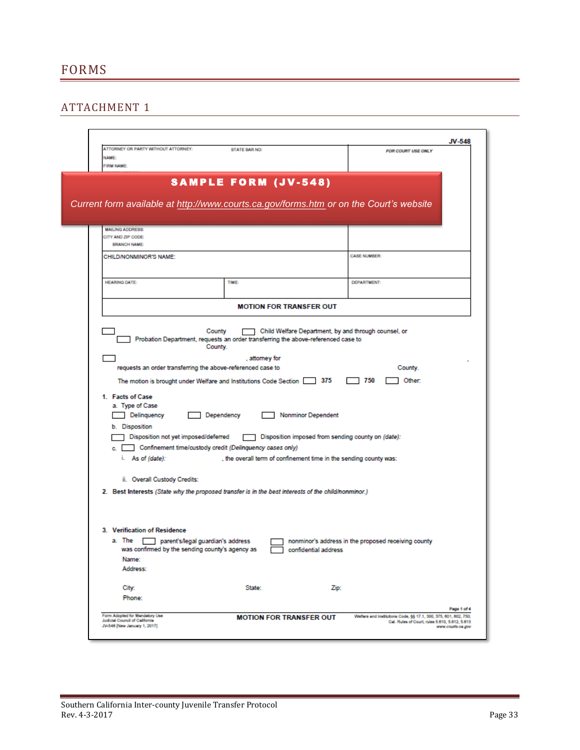# FORMS

## ATTACHMENT 1

JV-548

ATTORNEY OR PARTY WITHOUT ATTORNEY: STATE BAR NO:
NAME:
FIRM NAME:

FOR COURT USE ONLY

**SAMPLE FORM (JV-548)**

*Current form available at http://www.courts.ca.gov/forms.htm or on the Court's website*

MAILING ADDRESS:
CITY AND ZIP CODE:
BRANCH NAME:

| CHILD/NONMINOR'S NAME: | | CASE NUMBER: |
|---|---|---|
| HEARING DATE: | TIME: | DEPARTMENT: |

**MOTION FOR TRANSFER OUT**

☐ County ☐ Child Welfare Department, by and through counsel, or ☐ Probation Department, requests an order transferring the above-referenced case to County.

☐ , attorney for requests an order transferring the above-referenced case to County.

The motion is brought under Welfare and Institutions Code Section ☐ 375 ☐ 750 ☐ Other:

1. **Facts of Case**
   a. Type of Case
      ☐ Delinquency ☐ Dependency ☐ Nonminor Dependent
   b. Disposition
      ☐ Disposition not yet imposed/deferred ☐ Disposition imposed from sending county on *(date)*:
   c. ☐ Confinement time/custody credit *(Delinquency cases only)*
      i. As of *(date)*: , the overall term of confinement time in the sending county was:
      ii. Overall Custody Credits:
2. **Best Interests** *(State why the proposed transfer is in the best interests of the child/nonminor.)*
3. **Verification of Residence**
   a. The ☐ parent's/legal guardian's address ☐ nonminor's address in the proposed receiving county was confirmed by the sending county's agency as ☐ confidential address
      Name:
      Address:
      City: State: Zip:
      Phone:

Page 1 of 4

Form Adopted for Mandatory Use
Judicial Council of California
JV-548 [New January 1, 2017]

**MOTION FOR TRANSFER OUT**

Welfare and Institutions Code, §§ 17.1, 300, 375, 601, 602, 750;
Cal. Rules of Court, rules 5.610, 5.612, 5.613
www.courts.ca.gov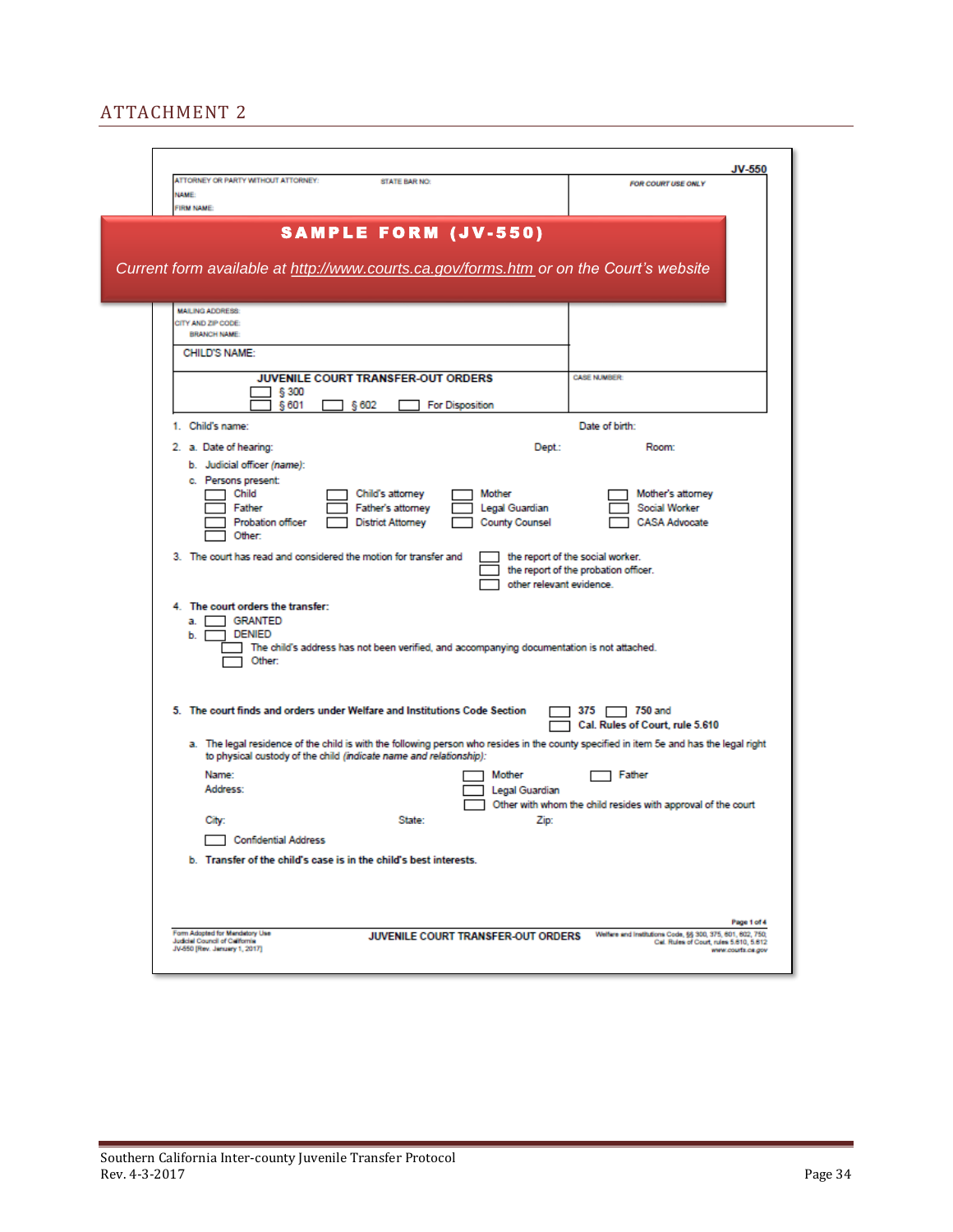# ATTACHMENT 2

JV-550

ATTORNEY OR PARTY WITHOUT ATTORNEY: STATE BAR NO:
NAME:
FIRM NAME:

FOR COURT USE ONLY

**SAMPLE FORM (JV-550)**

*Current form available at http://www.courts.ca.gov/forms.htm or on the Court's website*

MAILING ADDRESS:
CITY AND ZIP CODE:
BRANCH NAME:

CHILD'S NAME:

**JUVENILE COURT TRANSFER-OUT ORDERS**

☐ § 300
☐ § 601 ☐ § 602 ☐ For Disposition

CASE NUMBER:

1. Child's name: Date of birth:

2. a. Date of hearing: Dept.: Room:
   b. Judicial officer *(name)*:
   c. Persons present:

| | | | |
|---|---|---|---|
| ☐ Child | ☐ Child's attorney | ☐ Mother | ☐ Mother's attorney |
| ☐ Father | ☐ Father's attorney | ☐ Legal Guardian | ☐ Social Worker |
| ☐ Probation officer | ☐ District Attorney | ☐ County Counsel | ☐ CASA Advocate |
| ☐ Other: | | | |

3. The court has read and considered the motion for transfer and
   ☐ the report of the social worker.
   ☐ the report of the probation officer.
   ☐ other relevant evidence.

4. **The court orders the transfer:**
   a. ☐ GRANTED
   b. ☐ DENIED
      ☐ The child's address has not been verified, and accompanying documentation is not attached.
      ☐ Other:

5. **The court finds and orders under Welfare and Institutions Code Section** ☐ 375 ☐ 750 and ☐ **Cal. Rules of Court, rule 5.610**

   a. The legal residence of the child is with the following person who resides in the county specified in item 5e and has the legal right to physical custody of the child *(indicate name and relationship)*:

      Name: ☐ Mother ☐ Father
      Address: ☐ Legal Guardian
      ☐ Other with whom the child resides with approval of the court
      City: State: Zip:
      ☐ Confidential Address

   b. **Transfer of the child's case is in the child's best interests.**

Form Adopted for Mandatory Use
Judicial Council of California
JV-550 [Rev. January 1, 2017]

**JUVENILE COURT TRANSFER-OUT ORDERS**

Welfare and Institutions Code, §§ 300, 375, 601, 602, 750;
Cal. Rules of Court, rules 5.610, 5.612
www.courts.ca.gov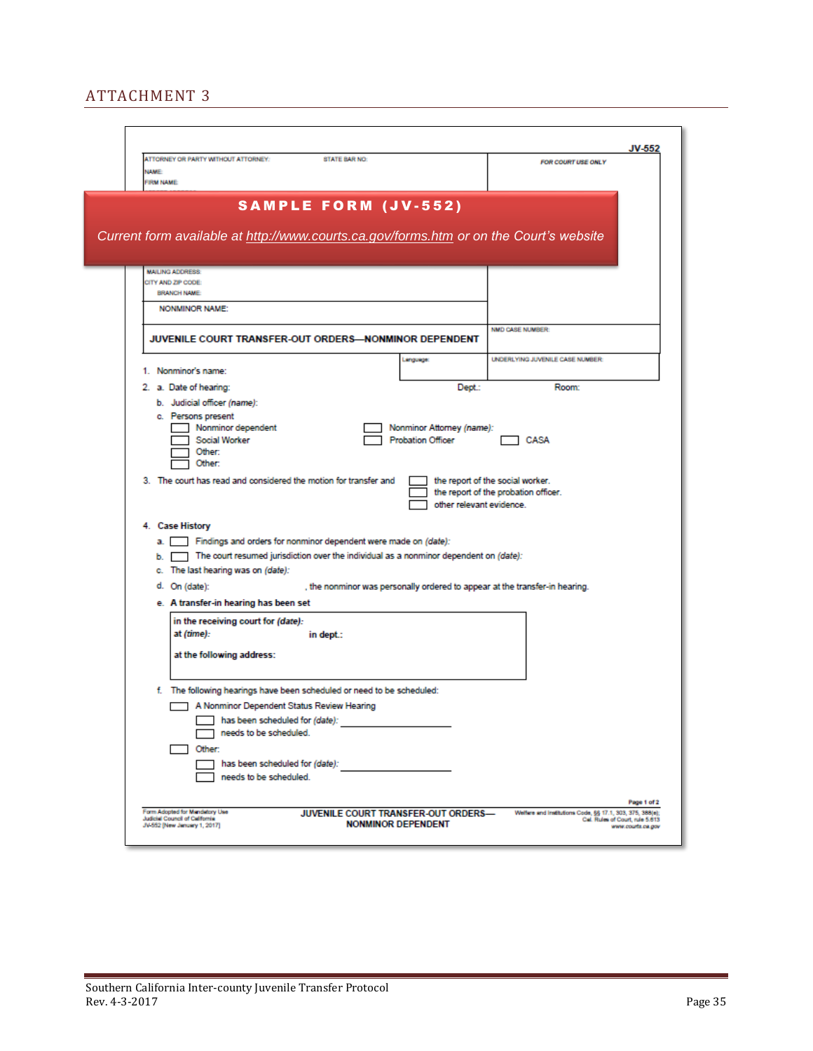# ATTACHMENT 3

JV-552

ATTORNEY OR PARTY WITHOUT ATTORNEY: STATE BAR NO:

NAME:

FIRM NAME:

FOR COURT USE ONLY

**SAMPLE FORM (JV-552)**

*Current form available at http://www.courts.ca.gov/forms.htm or on the Court's website*

MAILING ADDRESS:

CITY AND ZIP CODE:

BRANCH NAME:

NONMINOR NAME:

**JUVENILE COURT TRANSFER-OUT ORDERS—NONMINOR DEPENDENT**

NMD CASE NUMBER:

Language:

UNDERLYING JUVENILE CASE NUMBER:

1. Nonminor's name:
2. a. Date of hearing: Dept.: Room:
   b. Judicial officer *(name)*:
   c. Persons present
      - ☐ Nonminor dependent
      - ☐ Nonminor Attorney *(name)*:
      - ☐ Social Worker
      - ☐ Probation Officer
      - ☐ CASA
      - ☐ Other:
      - ☐ Other:
3. The court has read and considered the motion for transfer and
   - ☐ the report of the social worker.
   - ☐ the report of the probation officer.
   - ☐ other relevant evidence.
4. **Case History**
   a. ☐ Findings and orders for nonminor dependent were made on *(date)*:
   b. ☐ The court resumed jurisdiction over the individual as a nonminor dependent on *(date)*:
   c. The last hearing was on *(date)*:
   d. On (date): , the nonminor was personally ordered to appear at the transfer-in hearing.
   e. **A transfer-in hearing has been set**

      **in the receiving court for *(date)*:**
      **at *(time)*: in dept.:**

      **at the following address:**

   f. The following hearings have been scheduled or need to be scheduled:
      - ☐ A Nonminor Dependent Status Review Hearing
        - ☐ has been scheduled for *(date)*: ____________________
        - ☐ needs to be scheduled.
      - ☐ Other:
        - ☐ has been scheduled for *(date)*: ____________________
        - ☐ needs to be scheduled.

Page 1 of 2

Form Adopted for Mandatory Use
Judicial Council of California
JV-552 [New January 1, 2017]

**JUVENILE COURT TRANSFER-OUT ORDERS—NONMINOR DEPENDENT**

Welfare and Institutions Code, §§ 17.1, 303, 375, 388(e);
Cal. Rules of Court, rule 5.613
www.courts.ca.gov

Southern California Inter-county Juvenile Transfer Protocol
Rev. 4-3-2017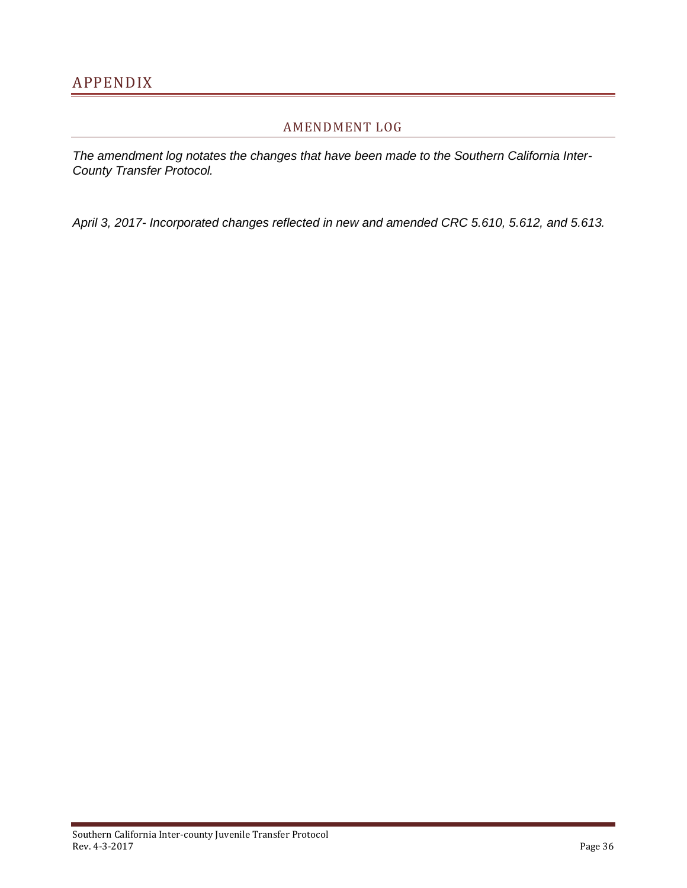# APPENDIX

## AMENDMENT LOG

*The amendment log notates the changes that have been made to the Southern California Inter-County Transfer Protocol.*

*April 3, 2017- Incorporated changes reflected in new and amended CRC 5.610, 5.612, and 5.613.*